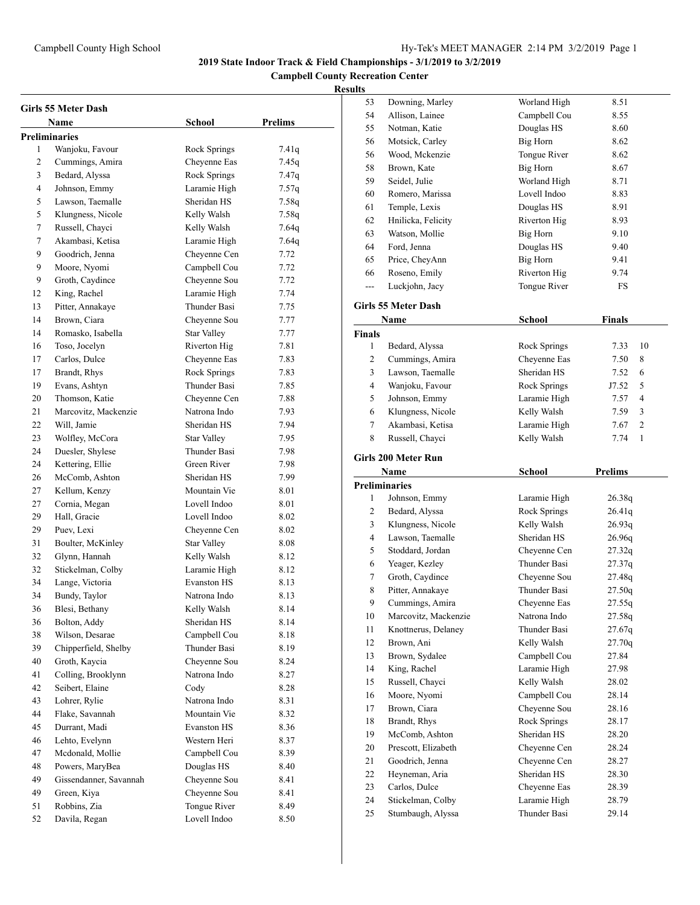**2019 State Indoor Track & Field Championships - 3/1/2019 to 3/2/2019**

**Campbell County Recreation Center**

**Results**

### Girls 55 Meter Dash

| | Name | School | Prelims |
|---|---|---|---|
| **Preliminaries** | | | |
| 1 | Wanjoku, Favour | Rock Springs | 7.41q |
| 2 | Cummings, Amira | Cheyenne Eas | 7.45q |
| 3 | Bedard, Alyssa | Rock Springs | 7.47q |
| 4 | Johnson, Emmy | Laramie High | 7.57q |
| 5 | Lawson, Taemalle | Sheridan HS | 7.58q |
| 5 | Klungness, Nicole | Kelly Walsh | 7.58q |
| 7 | Russell, Chayci | Kelly Walsh | 7.64q |
| 7 | Akambasi, Ketisa | Laramie High | 7.64q |
| 9 | Goodrich, Jenna | Cheyenne Cen | 7.72 |
| 9 | Moore, Nyomi | Campbell Cou | 7.72 |
| 9 | Groth, Caydince | Cheyenne Sou | 7.72 |
| 12 | King, Rachel | Laramie High | 7.74 |
| 13 | Pitter, Annakaye | Thunder Basi | 7.75 |
| 14 | Brown, Ciara | Cheyenne Sou | 7.77 |
| 14 | Romasko, Isabella | Star Valley | 7.77 |
| 16 | Toso, Jocelyn | Riverton Hig | 7.81 |
| 17 | Carlos, Dulce | Cheyenne Eas | 7.83 |
| 17 | Brandt, Rhys | Rock Springs | 7.83 |
| 19 | Evans, Ashtyn | Thunder Basi | 7.85 |
| 20 | Thomson, Katie | Cheyenne Cen | 7.88 |
| 21 | Marcovitz, Mackenzie | Natrona Indo | 7.93 |
| 22 | Will, Jamie | Sheridan HS | 7.94 |
| 23 | Wolfley, McCora | Star Valley | 7.95 |
| 24 | Duesler, Shylese | Thunder Basi | 7.98 |
| 24 | Kettering, Ellie | Green River | 7.98 |
| 26 | McComb, Ashton | Sheridan HS | 7.99 |
| 27 | Kellum, Kenzy | Mountain Vie | 8.01 |
| 27 | Cornia, Megan | Lovell Indoo | 8.01 |
| 29 | Hall, Gracie | Lovell Indoo | 8.02 |
| 29 | Puev, Lexi | Cheyenne Cen | 8.02 |
| 31 | Boulter, McKinley | Star Valley | 8.08 |
| 32 | Glynn, Hannah | Kelly Walsh | 8.12 |
| 32 | Stickelman, Colby | Laramie High | 8.12 |
| 34 | Lange, Victoria | Evanston HS | 8.13 |
| 34 | Bundy, Taylor | Natrona Indo | 8.13 |
| 36 | Blesi, Bethany | Kelly Walsh | 8.14 |
| 36 | Bolton, Addy | Sheridan HS | 8.14 |
| 38 | Wilson, Desarae | Campbell Cou | 8.18 |
| 39 | Chipperfield, Shelby | Thunder Basi | 8.19 |
| 40 | Groth, Kaycia | Cheyenne Sou | 8.24 |
| 41 | Colling, Brooklynn | Natrona Indo | 8.27 |
| 42 | Seibert, Elaine | Cody | 8.28 |
| 43 | Lohrer, Rylie | Natrona Indo | 8.31 |
| 44 | Flake, Savannah | Mountain Vie | 8.32 |
| 45 | Durrant, Madi | Evanston HS | 8.36 |
| 46 | Lehto, Evelynn | Western Heri | 8.37 |
| 47 | Mcdonald, Mollie | Campbell Cou | 8.39 |
| 48 | Powers, MaryBea | Douglas HS | 8.40 |
| 49 | Gissendanner, Savannah | Cheyenne Sou | 8.41 |
| 49 | Green, Kiya | Cheyenne Sou | 8.41 |
| 51 | Robbins, Zia | Tongue River | 8.49 |
| 52 | Davila, Regan | Lovell Indoo | 8.50 |
| 53 | Downing, Marley | Worland High | 8.51 |
| 54 | Allison, Lainee | Campbell Cou | 8.55 |
| 55 | Notman, Katie | Douglas HS | 8.60 |
| 56 | Motsick, Carley | Big Horn | 8.62 |
| 56 | Wood, Mckenzie | Tongue River | 8.62 |
| 58 | Brown, Kate | Big Horn | 8.67 |
| 59 | Seidel, Julie | Worland High | 8.71 |
| 60 | Romero, Marissa | Lovell Indoo | 8.83 |
| 61 | Temple, Lexis | Douglas HS | 8.91 |
| 62 | Hnilicka, Felicity | Riverton Hig | 8.93 |
| 63 | Watson, Mollie | Big Horn | 9.10 |
| 64 | Ford, Jenna | Douglas HS | 9.40 |
| 65 | Price, CheyAnn | Big Horn | 9.41 |
| 66 | Roseno, Emily | Riverton Hig | 9.74 |
| --- | Luckjohn, Jacy | Tongue River | FS |

### Girls 55 Meter Dash

| | Name | School | Finals | |
|---|---|---|---|---|
| **Finals** | | | | |
| 1 | Bedard, Alyssa | Rock Springs | 7.33 | 10 |
| 2 | Cummings, Amira | Cheyenne Eas | 7.50 | 8 |
| 3 | Lawson, Taemalle | Sheridan HS | 7.52 | 6 |
| 4 | Wanjoku, Favour | Rock Springs | J7.52 | 5 |
| 5 | Johnson, Emmy | Laramie High | 7.57 | 4 |
| 6 | Klungness, Nicole | Kelly Walsh | 7.59 | 3 |
| 7 | Akambasi, Ketisa | Laramie High | 7.67 | 2 |
| 8 | Russell, Chayci | Kelly Walsh | 7.74 | 1 |

### Girls 200 Meter Run

| | Name | School | Prelims |
|---|---|---|---|
| **Preliminaries** | | | |
| 1 | Johnson, Emmy | Laramie High | 26.38q |
| 2 | Bedard, Alyssa | Rock Springs | 26.41q |
| 3 | Klungness, Nicole | Kelly Walsh | 26.93q |
| 4 | Lawson, Taemalle | Sheridan HS | 26.96q |
| 5 | Stoddard, Jordan | Cheyenne Cen | 27.32q |
| 6 | Yeager, Kezley | Thunder Basi | 27.37q |
| 7 | Groth, Caydince | Cheyenne Sou | 27.48q |
| 8 | Pitter, Annakaye | Thunder Basi | 27.50q |
| 9 | Cummings, Amira | Cheyenne Eas | 27.55q |
| 10 | Marcovitz, Mackenzie | Natrona Indo | 27.58q |
| 11 | Knottnerus, Delaney | Thunder Basi | 27.67q |
| 12 | Brown, Ani | Kelly Walsh | 27.70q |
| 13 | Brown, Sydalee | Campbell Cou | 27.84 |
| 14 | King, Rachel | Laramie High | 27.98 |
| 15 | Russell, Chayci | Kelly Walsh | 28.02 |
| 16 | Moore, Nyomi | Campbell Cou | 28.14 |
| 17 | Brown, Ciara | Cheyenne Sou | 28.16 |
| 18 | Brandt, Rhys | Rock Springs | 28.17 |
| 19 | McComb, Ashton | Sheridan HS | 28.20 |
| 20 | Prescott, Elizabeth | Cheyenne Cen | 28.24 |
| 21 | Goodrich, Jenna | Cheyenne Cen | 28.27 |
| 22 | Heyneman, Aria | Sheridan HS | 28.30 |
| 23 | Carlos, Dulce | Cheyenne Eas | 28.39 |
| 24 | Stickelman, Colby | Laramie High | 28.79 |
| 25 | Stumbaugh, Alyssa | Thunder Basi | 29.14 |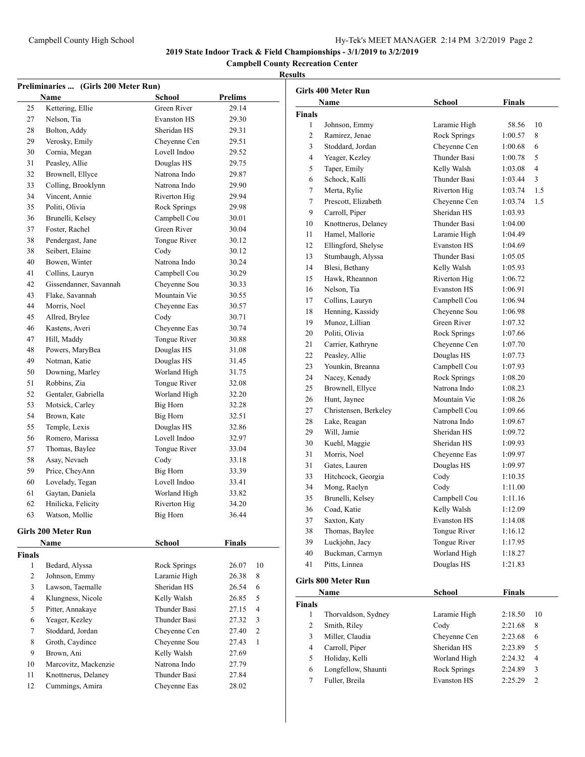2019 State Indoor Track & Field Championships - 3/1/2019 to 3/2/2019

Campbell County Recreation Center

Results

### Preliminaries ... (Girls 200 Meter Run)

| | Name | School | Prelims |
|---|---|---|---|
| 25 | Kettering, Ellie | Green River | 29.14 |
| 27 | Nelson, Tia | Evanston HS | 29.30 |
| 28 | Bolton, Addy | Sheridan HS | 29.31 |
| 29 | Verosky, Emily | Cheyenne Cen | 29.51 |
| 30 | Cornia, Megan | Lovell Indoo | 29.52 |
| 31 | Peasley, Allie | Douglas HS | 29.75 |
| 32 | Brownell, Ellyce | Natrona Indo | 29.87 |
| 33 | Colling, Brooklynn | Natrona Indo | 29.90 |
| 34 | Vincent, Annie | Riverton Hig | 29.94 |
| 35 | Politi, Olivia | Rock Springs | 29.98 |
| 36 | Brunelli, Kelsey | Campbell Cou | 30.01 |
| 37 | Foster, Rachel | Green River | 30.04 |
| 38 | Pendergast, Jane | Tongue River | 30.12 |
| 38 | Seibert, Elaine | Cody | 30.12 |
| 40 | Bowen, Winter | Natrona Indo | 30.24 |
| 41 | Collins, Lauryn | Campbell Cou | 30.29 |
| 42 | Gissendanner, Savannah | Cheyenne Sou | 30.33 |
| 43 | Flake, Savannah | Mountain Vie | 30.55 |
| 44 | Morris, Noel | Cheyenne Eas | 30.57 |
| 45 | Allred, Brylee | Cody | 30.71 |
| 46 | Kastens, Averi | Cheyenne Eas | 30.74 |
| 47 | Hill, Maddy | Tongue River | 30.88 |
| 48 | Powers, MaryBea | Douglas HS | 31.08 |
| 49 | Notman, Katie | Douglas HS | 31.45 |
| 50 | Downing, Marley | Worland High | 31.75 |
| 51 | Robbins, Zia | Tongue River | 32.08 |
| 52 | Gentaler, Gabriella | Worland High | 32.20 |
| 53 | Motsick, Carley | Big Horn | 32.28 |
| 54 | Brown, Kate | Big Horn | 32.51 |
| 55 | Temple, Lexis | Douglas HS | 32.86 |
| 56 | Romero, Marissa | Lovell Indoo | 32.97 |
| 57 | Thomas, Baylee | Tongue River | 33.04 |
| 58 | Asay, Nevaeh | Cody | 33.18 |
| 59 | Price, CheyAnn | Big Horn | 33.39 |
| 60 | Lovelady, Tegan | Lovell Indoo | 33.41 |
| 61 | Gaytan, Daniela | Worland High | 33.82 |
| 62 | Hnilicka, Felicity | Riverton Hig | 34.20 |
| 63 | Watson, Mollie | Big Horn | 36.44 |

### Girls 200 Meter Run

| | Name | School | Finals | |
|---|---|---|---|---|
| **Finals** | | | | |
| 1 | Bedard, Alyssa | Rock Springs | 26.07 | 10 |
| 2 | Johnson, Emmy | Laramie High | 26.38 | 8 |
| 3 | Lawson, Taemalle | Sheridan HS | 26.54 | 6 |
| 4 | Klungness, Nicole | Kelly Walsh | 26.85 | 5 |
| 5 | Pitter, Annakaye | Thunder Basi | 27.15 | 4 |
| 6 | Yeager, Kezley | Thunder Basi | 27.32 | 3 |
| 7 | Stoddard, Jordan | Cheyenne Cen | 27.40 | 2 |
| 8 | Groth, Caydince | Cheyenne Sou | 27.43 | 1 |
| 9 | Brown, Ani | Kelly Walsh | 27.69 | |
| 10 | Marcovitz, Mackenzie | Natrona Indo | 27.79 | |
| 11 | Knottnerus, Delaney | Thunder Basi | 27.84 | |
| 12 | Cummings, Amira | Cheyenne Eas | 28.02 | |

### Girls 400 Meter Run

| | Name | School | Finals | |
|---|---|---|---|---|
| **Finals** | | | | |
| 1 | Johnson, Emmy | Laramie High | 58.56 | 10 |
| 2 | Ramirez, Jenae | Rock Springs | 1:00.57 | 8 |
| 3 | Stoddard, Jordan | Cheyenne Cen | 1:00.68 | 6 |
| 4 | Yeager, Kezley | Thunder Basi | 1:00.78 | 5 |
| 5 | Taper, Emily | Kelly Walsh | 1:03.08 | 4 |
| 6 | Schock, Kalli | Thunder Basi | 1:03.44 | 3 |
| 7 | Merta, Rylie | Riverton Hig | 1:03.74 | 1.5 |
| 7 | Prescott, Elizabeth | Cheyenne Cen | 1:03.74 | 1.5 |
| 9 | Carroll, Piper | Sheridan HS | 1:03.93 | |
| 10 | Knottnerus, Delaney | Thunder Basi | 1:04.00 | |
| 11 | Hamel, Mallorie | Laramie High | 1:04.49 | |
| 12 | Ellingford, Shelyse | Evanston HS | 1:04.69 | |
| 13 | Stumbaugh, Alyssa | Thunder Basi | 1:05.05 | |
| 14 | Blesi, Bethany | Kelly Walsh | 1:05.93 | |
| 15 | Hawk, Rheannon | Riverton Hig | 1:06.72 | |
| 16 | Nelson, Tia | Evanston HS | 1:06.91 | |
| 17 | Collins, Lauryn | Campbell Cou | 1:06.94 | |
| 18 | Henning, Kassidy | Cheyenne Sou | 1:06.98 | |
| 19 | Munoz, Lillian | Green River | 1:07.32 | |
| 20 | Politi, Olivia | Rock Springs | 1:07.66 | |
| 21 | Carrier, Kathryne | Cheyenne Cen | 1:07.70 | |
| 22 | Peasley, Allie | Douglas HS | 1:07.73 | |
| 23 | Younkin, Breanna | Campbell Cou | 1:07.93 | |
| 24 | Nacey, Kenady | Rock Springs | 1:08.20 | |
| 25 | Brownell, Ellyce | Natrona Indo | 1:08.23 | |
| 26 | Hunt, Jaynee | Mountain Vie | 1:08.26 | |
| 27 | Christensen, Berkeley | Campbell Cou | 1:09.66 | |
| 28 | Lake, Reagan | Natrona Indo | 1:09.67 | |
| 29 | Will, Jamie | Sheridan HS | 1:09.72 | |
| 30 | Kuehl, Maggie | Sheridan HS | 1:09.93 | |
| 31 | Morris, Noel | Cheyenne Eas | 1:09.97 | |
| 31 | Gates, Lauren | Douglas HS | 1:09.97 | |
| 33 | Hitchcock, Georgia | Cody | 1:10.35 | |
| 34 | Mong, Raelyn | Cody | 1:11.00 | |
| 35 | Brunelli, Kelsey | Campbell Cou | 1:11.16 | |
| 36 | Coad, Katie | Kelly Walsh | 1:12.09 | |
| 37 | Saxton, Katy | Evanston HS | 1:14.08 | |
| 38 | Thomas, Baylee | Tongue River | 1:16.12 | |
| 39 | Luckjohn, Jacy | Tongue River | 1:17.95 | |
| 40 | Buckman, Carmyn | Worland High | 1:18.27 | |
| 41 | Pitts, Linnea | Douglas HS | 1:21.83 | |

### Girls 800 Meter Run

| | Name | School | Finals | |
|---|---|---|---|---|
| **Finals** | | | | |
| 1 | Thorvaldson, Sydney | Laramie High | 2:18.50 | 10 |
| 2 | Smith, Riley | Cody | 2:21.68 | 8 |
| 3 | Miller, Claudia | Cheyenne Cen | 2:23.68 | 6 |
| 4 | Carroll, Piper | Sheridan HS | 2:23.89 | 5 |
| 5 | Holiday, Kelli | Worland High | 2:24.32 | 4 |
| 6 | Longfellow, Shaunti | Rock Springs | 2:24.89 | 3 |
| 7 | Fuller, Breila | Evanston HS | 2:25.29 | 2 |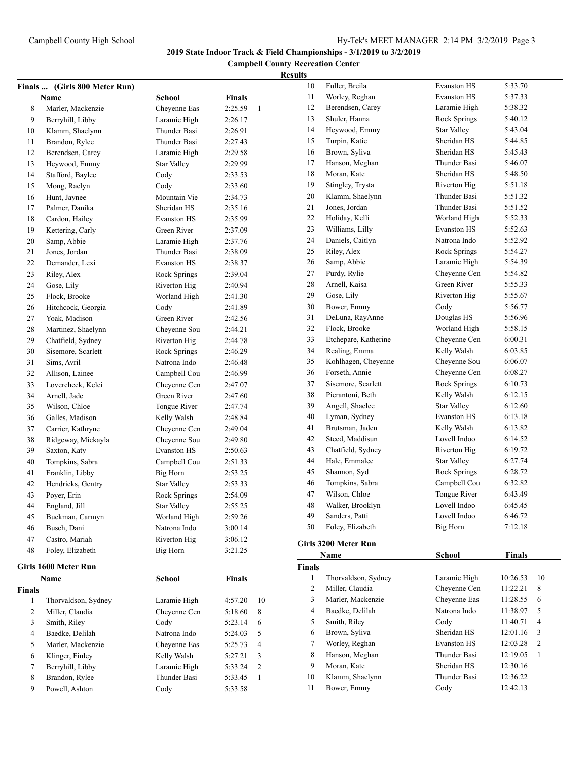## 2019 State Indoor Track & Field Championships - 3/1/2019 to 3/2/2019

### Campbell County Recreation Center

### Results

#### Finals ... (Girls 800 Meter Run)

| | Name | School | Finals | |
|---|---|---|---|---|
| 8 | Marler, Mackenzie | Cheyenne Eas | 2:25.59 | 1 |
| 9 | Berryhill, Libby | Laramie High | 2:26.17 | |
| 10 | Klamm, Shaelynn | Thunder Basi | 2:26.91 | |
| 11 | Brandon, Rylee | Thunder Basi | 2:27.43 | |
| 12 | Berendsen, Carey | Laramie High | 2:29.58 | |
| 13 | Heywood, Emmy | Star Valley | 2:29.99 | |
| 14 | Stafford, Baylee | Cody | 2:33.53 | |
| 15 | Mong, Raelyn | Cody | 2:33.60 | |
| 16 | Hunt, Jaynee | Mountain Vie | 2:34.73 | |
| 17 | Palmer, Danika | Sheridan HS | 2:35.16 | |
| 18 | Cardon, Hailey | Evanston HS | 2:35.99 | |
| 19 | Kettering, Carly | Green River | 2:37.09 | |
| 20 | Samp, Abbie | Laramie High | 2:37.76 | |
| 21 | Jones, Jordan | Thunder Basi | 2:38.09 | |
| 22 | Demander, Lexi | Evanston HS | 2:38.37 | |
| 23 | Riley, Alex | Rock Springs | 2:39.04 | |
| 24 | Gose, Lily | Riverton Hig | 2:40.94 | |
| 25 | Flock, Brooke | Worland High | 2:41.30 | |
| 26 | Hitchcock, Georgia | Cody | 2:41.89 | |
| 27 | Yoak, Madison | Green River | 2:42.56 | |
| 28 | Martinez, Shaelynn | Cheyenne Sou | 2:44.21 | |
| 29 | Chatfield, Sydney | Riverton Hig | 2:44.78 | |
| 30 | Sisemore, Scarlett | Rock Springs | 2:46.29 | |
| 31 | Sims, Avril | Natrona Indo | 2:46.48 | |
| 32 | Allison, Lainee | Campbell Cou | 2:46.99 | |
| 33 | Lovercheck, Kelci | Cheyenne Cen | 2:47.07 | |
| 34 | Arnell, Jade | Green River | 2:47.60 | |
| 35 | Wilson, Chloe | Tongue River | 2:47.74 | |
| 36 | Galles, Madison | Kelly Walsh | 2:48.84 | |
| 37 | Carrier, Kathryne | Cheyenne Cen | 2:49.04 | |
| 38 | Ridgeway, Mickayla | Cheyenne Sou | 2:49.80 | |
| 39 | Saxton, Katy | Evanston HS | 2:50.63 | |
| 40 | Tompkins, Sabra | Campbell Cou | 2:51.33 | |
| 41 | Franklin, Libby | Big Horn | 2:53.25 | |
| 42 | Hendricks, Gentry | Star Valley | 2:53.33 | |
| 43 | Poyer, Erin | Rock Springs | 2:54.09 | |
| 44 | England, Jill | Star Valley | 2:55.25 | |
| 45 | Buckman, Carmyn | Worland High | 2:59.26 | |
| 46 | Busch, Dani | Natrona Indo | 3:00.14 | |
| 47 | Castro, Mariah | Riverton Hig | 3:06.12 | |
| 48 | Foley, Elizabeth | Big Horn | 3:21.25 | |

#### Girls 1600 Meter Run

**Finals**

| | Name | School | Finals | |
|---|---|---|---|---|
| 1 | Thorvaldson, Sydney | Laramie High | 4:57.20 | 10 |
| 2 | Miller, Claudia | Cheyenne Cen | 5:18.60 | 8 |
| 3 | Smith, Riley | Cody | 5:23.14 | 6 |
| 4 | Baedke, Delilah | Natrona Indo | 5:24.03 | 5 |
| 5 | Marler, Mackenzie | Cheyenne Eas | 5:25.73 | 4 |
| 6 | Klinger, Finley | Kelly Walsh | 5:27.21 | 3 |
| 7 | Berryhill, Libby | Laramie High | 5:33.24 | 2 |
| 8 | Brandon, Rylee | Thunder Basi | 5:33.45 | 1 |
| 9 | Powell, Ashton | Cody | 5:33.58 | |
| 10 | Fuller, Breila | Evanston HS | 5:33.70 | |
| 11 | Worley, Reghan | Evanston HS | 5:37.33 | |
| 12 | Berendsen, Carey | Laramie High | 5:38.32 | |
| 13 | Shuler, Hanna | Rock Springs | 5:40.12 | |
| 14 | Heywood, Emmy | Star Valley | 5:43.04 | |
| 15 | Turpin, Katie | Sheridan HS | 5:44.85 | |
| 16 | Brown, Syliva | Sheridan HS | 5:45.43 | |
| 17 | Hanson, Meghan | Thunder Basi | 5:46.07 | |
| 18 | Moran, Kate | Sheridan HS | 5:48.50 | |
| 19 | Stingley, Trysta | Riverton Hig | 5:51.18 | |
| 20 | Klamm, Shaelynn | Thunder Basi | 5:51.32 | |
| 21 | Jones, Jordan | Thunder Basi | 5:51.52 | |
| 22 | Holiday, Kelli | Worland High | 5:52.33 | |
| 23 | Williams, Lilly | Evanston HS | 5:52.63 | |
| 24 | Daniels, Caitlyn | Natrona Indo | 5:52.92 | |
| 25 | Riley, Alex | Rock Springs | 5:54.27 | |
| 26 | Samp, Abbie | Laramie High | 5:54.39 | |
| 27 | Purdy, Rylie | Cheyenne Cen | 5:54.82 | |
| 28 | Arnell, Kaisa | Green River | 5:55.33 | |
| 29 | Gose, Lily | Riverton Hig | 5:55.67 | |
| 30 | Bower, Emmy | Cody | 5:56.77 | |
| 31 | DeLuna, RayAnne | Douglas HS | 5:56.96 | |
| 32 | Flock, Brooke | Worland High | 5:58.15 | |
| 33 | Etchepare, Katherine | Cheyenne Cen | 6:00.31 | |
| 34 | Realing, Emma | Kelly Walsh | 6:03.85 | |
| 35 | Kohlhagen, Cheyenne | Cheyenne Sou | 6:06.07 | |
| 36 | Forseth, Annie | Cheyenne Cen | 6:08.27 | |
| 37 | Sisemore, Scarlett | Rock Springs | 6:10.73 | |
| 38 | Pierantoni, Beth | Kelly Walsh | 6:12.15 | |
| 39 | Angell, Shaelee | Star Valley | 6:12.60 | |
| 40 | Lyman, Sydney | Evanston HS | 6:13.18 | |
| 41 | Brutsman, Jaden | Kelly Walsh | 6:13.82 | |
| 42 | Steed, Maddisun | Lovell Indoo | 6:14.52 | |
| 43 | Chatfield, Sydney | Riverton Hig | 6:19.72 | |
| 44 | Hale, Emmalee | Star Valley | 6:27.74 | |
| 45 | Shannon, Syd | Rock Springs | 6:28.72 | |
| 46 | Tompkins, Sabra | Campbell Cou | 6:32.82 | |
| 47 | Wilson, Chloe | Tongue River | 6:43.49 | |
| 48 | Walker, Brooklyn | Lovell Indoo | 6:45.45 | |
| 49 | Sanders, Patti | Lovell Indoo | 6:46.72 | |
| 50 | Foley, Elizabeth | Big Horn | 7:12.18 | |

#### Girls 3200 Meter Run

**Finals**

| | Name | School | Finals | |
|---|---|---|---|---|
| 1 | Thorvaldson, Sydney | Laramie High | 10:26.53 | 10 |
| 2 | Miller, Claudia | Cheyenne Cen | 11:22.21 | 8 |
| 3 | Marler, Mackenzie | Cheyenne Eas | 11:28.55 | 6 |
| 4 | Baedke, Delilah | Natrona Indo | 11:38.97 | 5 |
| 5 | Smith, Riley | Cody | 11:40.71 | 4 |
| 6 | Brown, Syliva | Sheridan HS | 12:01.16 | 3 |
| 7 | Worley, Reghan | Evanston HS | 12:03.28 | 2 |
| 8 | Hanson, Meghan | Thunder Basi | 12:19.05 | 1 |
| 9 | Moran, Kate | Sheridan HS | 12:30.16 | |
| 10 | Klamm, Shaelynn | Thunder Basi | 12:36.22 | |
| 11 | Bower, Emmy | Cody | 12:42.13 | |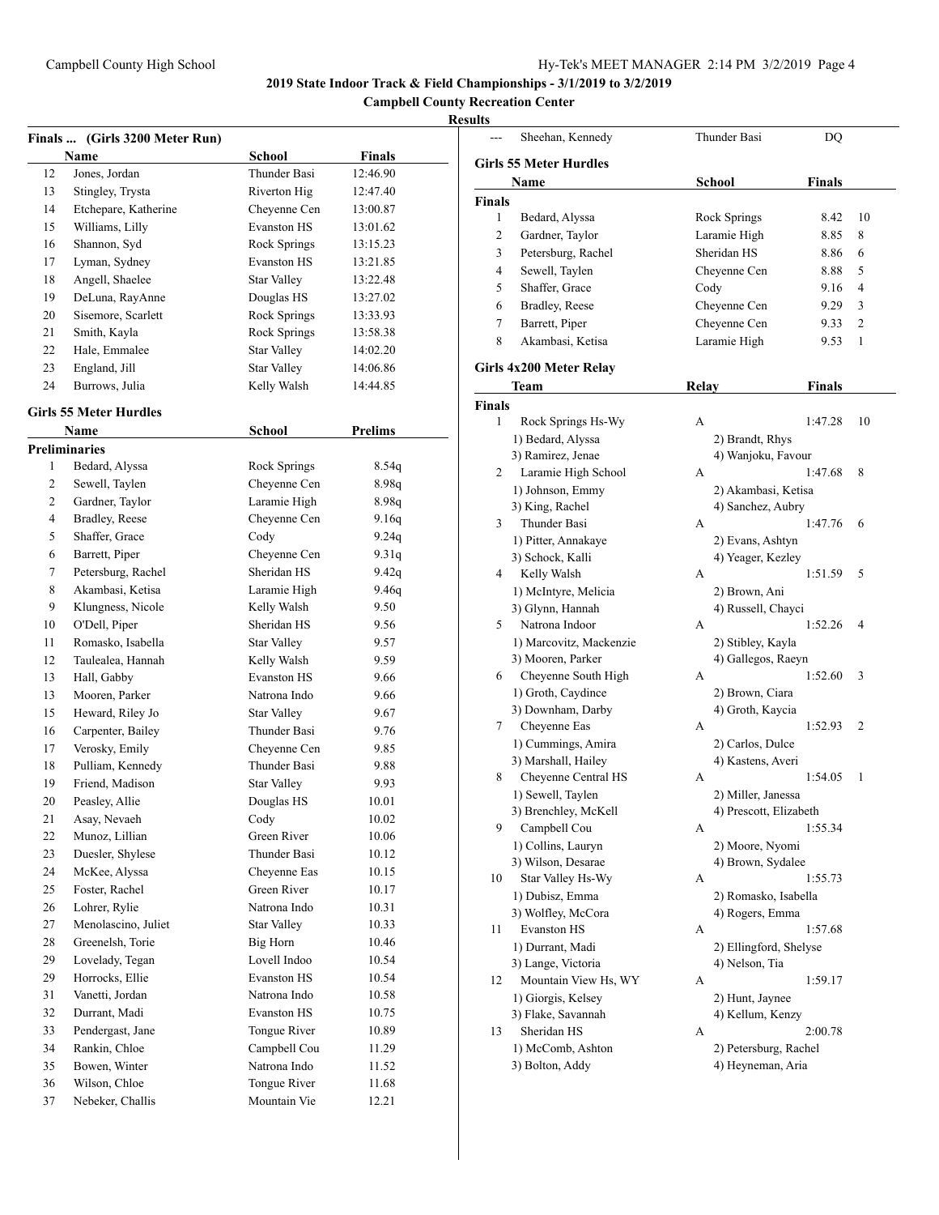## 2019 State Indoor Track & Field Championships - 3/1/2019 to 3/2/2019

**Campbell County Recreation Center**

**Results**

### Finals ... (Girls 3200 Meter Run)

| | Name | School | Finals |
|---|---|---|---|
| 12 | Jones, Jordan | Thunder Basi | 12:46.90 |
| 13 | Stingley, Trysta | Riverton Hig | 12:47.40 |
| 14 | Etchepare, Katherine | Cheyenne Cen | 13:00.87 |
| 15 | Williams, Lilly | Evanston HS | 13:01.62 |
| 16 | Shannon, Syd | Rock Springs | 13:15.23 |
| 17 | Lyman, Sydney | Evanston HS | 13:21.85 |
| 18 | Angell, Shaelee | Star Valley | 13:22.48 |
| 19 | DeLuna, RayAnne | Douglas HS | 13:27.02 |
| 20 | Sisemore, Scarlett | Rock Springs | 13:33.93 |
| 21 | Smith, Kayla | Rock Springs | 13:58.38 |
| 22 | Hale, Emmalee | Star Valley | 14:02.20 |
| 23 | England, Jill | Star Valley | 14:06.86 |
| 24 | Burrows, Julia | Kelly Walsh | 14:44.85 |
| --- | Sheehan, Kennedy | Thunder Basi | DQ |

### Girls 55 Meter Hurdles

| | Name | School | Prelims |
|---|---|---|---|
| **Preliminaries** | | | |
| 1 | Bedard, Alyssa | Rock Springs | 8.54q |
| 2 | Sewell, Taylen | Cheyenne Cen | 8.98q |
| 2 | Gardner, Taylor | Laramie High | 8.98q |
| 4 | Bradley, Reese | Cheyenne Cen | 9.16q |
| 5 | Shaffer, Grace | Cody | 9.24q |
| 6 | Barrett, Piper | Cheyenne Cen | 9.31q |
| 7 | Petersburg, Rachel | Sheridan HS | 9.42q |
| 8 | Akambasi, Ketisa | Laramie High | 9.46q |
| 9 | Klungness, Nicole | Kelly Walsh | 9.50 |
| 10 | O'Dell, Piper | Sheridan HS | 9.56 |
| 11 | Romasko, Isabella | Star Valley | 9.57 |
| 12 | Taulealea, Hannah | Kelly Walsh | 9.59 |
| 13 | Hall, Gabby | Evanston HS | 9.66 |
| 13 | Mooren, Parker | Natrona Indo | 9.66 |
| 15 | Heward, Riley Jo | Star Valley | 9.67 |
| 16 | Carpenter, Bailey | Thunder Basi | 9.76 |
| 17 | Verosky, Emily | Cheyenne Cen | 9.85 |
| 18 | Pulliam, Kennedy | Thunder Basi | 9.88 |
| 19 | Friend, Madison | Star Valley | 9.93 |
| 20 | Peasley, Allie | Douglas HS | 10.01 |
| 21 | Asay, Nevaeh | Cody | 10.02 |
| 22 | Munoz, Lillian | Green River | 10.06 |
| 23 | Duesler, Shylese | Thunder Basi | 10.12 |
| 24 | McKee, Alyssa | Cheyenne Eas | 10.15 |
| 25 | Foster, Rachel | Green River | 10.17 |
| 26 | Lohrer, Rylie | Natrona Indo | 10.31 |
| 27 | Menolascino, Juliet | Star Valley | 10.33 |
| 28 | Greenelsh, Torie | Big Horn | 10.46 |
| 29 | Lovelady, Tegan | Lovell Indoo | 10.54 |
| 29 | Horrocks, Ellie | Evanston HS | 10.54 |
| 31 | Vanetti, Jordan | Natrona Indo | 10.58 |
| 32 | Durrant, Madi | Evanston HS | 10.75 |
| 33 | Pendergast, Jane | Tongue River | 10.89 |
| 34 | Rankin, Chloe | Campbell Cou | 11.29 |
| 35 | Bowen, Winter | Natrona Indo | 11.52 |
| 36 | Wilson, Chloe | Tongue River | 11.68 |
| 37 | Nebeker, Challis | Mountain Vie | 12.21 |

### Girls 55 Meter Hurdles

| | Name | School | Finals | |
|---|---|---|---|---|
| **Finals** | | | | |
| 1 | Bedard, Alyssa | Rock Springs | 8.42 | 10 |
| 2 | Gardner, Taylor | Laramie High | 8.85 | 8 |
| 3 | Petersburg, Rachel | Sheridan HS | 8.86 | 6 |
| 4 | Sewell, Taylen | Cheyenne Cen | 8.88 | 5 |
| 5 | Shaffer, Grace | Cody | 9.16 | 4 |
| 6 | Bradley, Reese | Cheyenne Cen | 9.29 | 3 |
| 7 | Barrett, Piper | Cheyenne Cen | 9.33 | 2 |
| 8 | Akambasi, Ketisa | Laramie High | 9.53 | 1 |

### Girls 4x200 Meter Relay

| | Team | Relay | Finals | |
|---|---|---|---|---|
| **Finals** | | | | |
| 1 | Rock Springs Hs-Wy | A | 1:47.28 | 10 |
| | 1) Bedard, Alyssa | 2) Brandt, Rhys | | |
| | 3) Ramirez, Jenae | 4) Wanjoku, Favour | | |
| 2 | Laramie High School | A | 1:47.68 | 8 |
| | 1) Johnson, Emmy | 2) Akambasi, Ketisa | | |
| | 3) King, Rachel | 4) Sanchez, Aubry | | |
| 3 | Thunder Basi | A | 1:47.76 | 6 |
| | 1) Pitter, Annakaye | 2) Evans, Ashtyn | | |
| | 3) Schock, Kalli | 4) Yeager, Kezley | | |
| 4 | Kelly Walsh | A | 1:51.59 | 5 |
| | 1) McIntyre, Melicia | 2) Brown, Ani | | |
| | 3) Glynn, Hannah | 4) Russell, Chayci | | |
| 5 | Natrona Indoor | A | 1:52.26 | 4 |
| | 1) Marcovitz, Mackenzie | 2) Stibley, Kayla | | |
| | 3) Mooren, Parker | 4) Gallegos, Raeyn | | |
| 6 | Cheyenne South High | A | 1:52.60 | 3 |
| | 1) Groth, Caydince | 2) Brown, Ciara | | |
| | 3) Downham, Darby | 4) Groth, Kaycia | | |
| 7 | Cheyenne Eas | A | 1:52.93 | 2 |
| | 1) Cummings, Amira | 2) Carlos, Dulce | | |
| | 3) Marshall, Hailey | 4) Kastens, Averi | | |
| 8 | Cheyenne Central HS | A | 1:54.05 | 1 |
| | 1) Sewell, Taylen | 2) Miller, Janessa | | |
| | 3) Brenchley, McKell | 4) Prescott, Elizabeth | | |
| 9 | Campbell Cou | A | 1:55.34 | |
| | 1) Collins, Lauryn | 2) Moore, Nyomi | | |
| | 3) Wilson, Desarae | 4) Brown, Sydalee | | |
| 10 | Star Valley Hs-Wy | A | 1:55.73 | |
| | 1) Dubisz, Emma | 2) Romasko, Isabella | | |
| | 3) Wolfley, McCora | 4) Rogers, Emma | | |
| 11 | Evanston HS | A | 1:57.68 | |
| | 1) Durrant, Madi | 2) Ellingford, Shelyse | | |
| | 3) Lange, Victoria | 4) Nelson, Tia | | |
| 12 | Mountain View Hs, WY | A | 1:59.17 | |
| | 1) Giorgis, Kelsey | 2) Hunt, Jaynee | | |
| | 3) Flake, Savannah | 4) Kellum, Kenzy | | |
| 13 | Sheridan HS | A | 2:00.78 | |
| | 1) McComb, Ashton | 2) Petersburg, Rachel | | |
| | 3) Bolton, Addy | 4) Heyneman, Aria | | |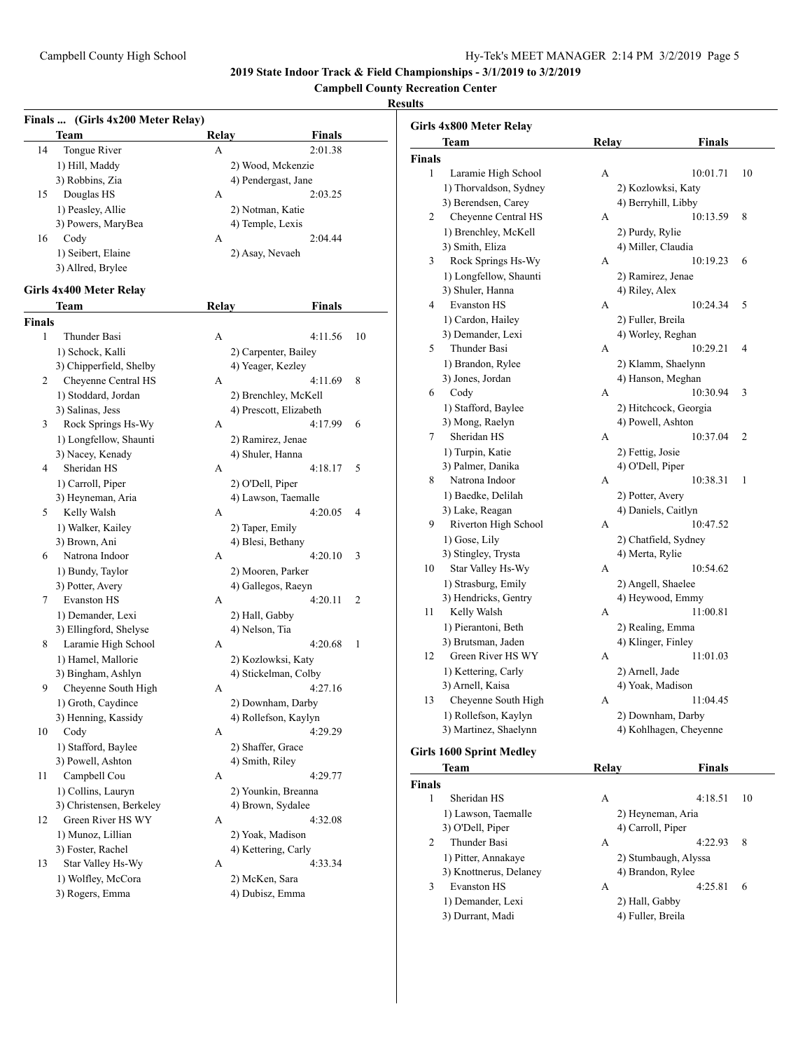## 2019 State Indoor Track & Field Championships - 3/1/2019 to 3/2/2019

### Campbell County Recreation Center

### Results

#### Finals ... (Girls 4x200 Meter Relay)

| | Team | Relay | Finals | |
|---|---|---|---|---|
| 14 | Tongue River | A | 2:01.38 | |
| | 1) Hill, Maddy | 2) Wood, Mckenzie | | |
| | 3) Robbins, Zia | 4) Pendergast, Jane | | |
| 15 | Douglas HS | A | 2:03.25 | |
| | 1) Peasley, Allie | 2) Notman, Katie | | |
| | 3) Powers, MaryBea | 4) Temple, Lexis | | |
| 16 | Cody | A | 2:04.44 | |
| | 1) Seibert, Elaine | 2) Asay, Nevaeh | | |
| | 3) Allred, Brylee | | | |

#### Girls 4x400 Meter Relay

| | Team | Relay | Finals | |
|---|---|---|---|---|
| **Finals** | | | | |
| 1 | Thunder Basi | A | 4:11.56 | 10 |
| | 1) Schock, Kalli | 2) Carpenter, Bailey | | |
| | 3) Chipperfield, Shelby | 4) Yeager, Kezley | | |
| 2 | Cheyenne Central HS | A | 4:11.69 | 8 |
| | 1) Stoddard, Jordan | 2) Brenchley, McKell | | |
| | 3) Salinas, Jess | 4) Prescott, Elizabeth | | |
| 3 | Rock Springs Hs-Wy | A | 4:17.99 | 6 |
| | 1) Longfellow, Shaunti | 2) Ramirez, Jenae | | |
| | 3) Nacey, Kenady | 4) Shuler, Hanna | | |
| 4 | Sheridan HS | A | 4:18.17 | 5 |
| | 1) Carroll, Piper | 2) O'Dell, Piper | | |
| | 3) Heyneman, Aria | 4) Lawson, Taemalle | | |
| 5 | Kelly Walsh | A | 4:20.05 | 4 |
| | 1) Walker, Kailey | 2) Taper, Emily | | |
| | 3) Brown, Ani | 4) Blesi, Bethany | | |
| 6 | Natrona Indoor | A | 4:20.10 | 3 |
| | 1) Bundy, Taylor | 2) Mooren, Parker | | |
| | 3) Potter, Avery | 4) Gallegos, Raeyn | | |
| 7 | Evanston HS | A | 4:20.11 | 2 |
| | 1) Demander, Lexi | 2) Hall, Gabby | | |
| | 3) Ellingford, Shelyse | 4) Nelson, Tia | | |
| 8 | Laramie High School | A | 4:20.68 | 1 |
| | 1) Hamel, Mallorie | 2) Kozlowksi, Katy | | |
| | 3) Bingham, Ashlyn | 4) Stickelman, Colby | | |
| 9 | Cheyenne South High | A | 4:27.16 | |
| | 1) Groth, Caydince | 2) Downham, Darby | | |
| | 3) Henning, Kassidy | 4) Rollefson, Kaylyn | | |
| 10 | Cody | A | 4:29.29 | |
| | 1) Stafford, Baylee | 2) Shaffer, Grace | | |
| | 3) Powell, Ashton | 4) Smith, Riley | | |
| 11 | Campbell Cou | A | 4:29.77 | |
| | 1) Collins, Lauryn | 2) Younkin, Breanna | | |
| | 3) Christensen, Berkeley | 4) Brown, Sydalee | | |
| 12 | Green River HS WY | A | 4:32.08 | |
| | 1) Munoz, Lillian | 2) Yoak, Madison | | |
| | 3) Foster, Rachel | 4) Kettering, Carly | | |
| 13 | Star Valley Hs-Wy | A | 4:33.34 | |
| | 1) Wolfley, McCora | 2) McKen, Sara | | |
| | 3) Rogers, Emma | 4) Dubisz, Emma | | |

#### Girls 4x800 Meter Relay

| | Team | Relay | Finals | |
|---|---|---|---|---|
| **Finals** | | | | |
| 1 | Laramie High School | A | 10:01.71 | 10 |
| | 1) Thorvaldson, Sydney | 2) Kozlowksi, Katy | | |
| | 3) Berendsen, Carey | 4) Berryhill, Libby | | |
| 2 | Cheyenne Central HS | A | 10:13.59 | 8 |
| | 1) Brenchley, McKell | 2) Purdy, Rylie | | |
| | 3) Smith, Eliza | 4) Miller, Claudia | | |
| 3 | Rock Springs Hs-Wy | A | 10:19.23 | 6 |
| | 1) Longfellow, Shaunti | 2) Ramirez, Jenae | | |
| | 3) Shuler, Hanna | 4) Riley, Alex | | |
| 4 | Evanston HS | A | 10:24.34 | 5 |
| | 1) Cardon, Hailey | 2) Fuller, Breila | | |
| | 3) Demander, Lexi | 4) Worley, Reghan | | |
| 5 | Thunder Basi | A | 10:29.21 | 4 |
| | 1) Brandon, Rylee | 2) Klamm, Shaelynn | | |
| | 3) Jones, Jordan | 4) Hanson, Meghan | | |
| 6 | Cody | A | 10:30.94 | 3 |
| | 1) Stafford, Baylee | 2) Hitchcock, Georgia | | |
| | 3) Mong, Raelyn | 4) Powell, Ashton | | |
| 7 | Sheridan HS | A | 10:37.04 | 2 |
| | 1) Turpin, Katie | 2) Fettig, Josie | | |
| | 3) Palmer, Danika | 4) O'Dell, Piper | | |
| 8 | Natrona Indoor | A | 10:38.31 | 1 |
| | 1) Baedke, Delilah | 2) Potter, Avery | | |
| | 3) Lake, Reagan | 4) Daniels, Caitlyn | | |
| 9 | Riverton High School | A | 10:47.52 | |
| | 1) Gose, Lily | 2) Chatfield, Sydney | | |
| | 3) Stingley, Trysta | 4) Merta, Rylie | | |
| 10 | Star Valley Hs-Wy | A | 10:54.62 | |
| | 1) Strasburg, Emily | 2) Angell, Shaelee | | |
| | 3) Hendricks, Gentry | 4) Heywood, Emmy | | |
| 11 | Kelly Walsh | A | 11:00.81 | |
| | 1) Pierantoni, Beth | 2) Realing, Emma | | |
| | 3) Brutsman, Jaden | 4) Klinger, Finley | | |
| 12 | Green River HS WY | A | 11:01.03 | |
| | 1) Kettering, Carly | 2) Arnell, Jade | | |
| | 3) Arnell, Kaisa | 4) Yoak, Madison | | |
| 13 | Cheyenne South High | A | 11:04.45 | |
| | 1) Rollefson, Kaylyn | 2) Downham, Darby | | |
| | 3) Martinez, Shaelynn | 4) Kohlhagen, Cheyenne | | |

#### Girls 1600 Sprint Medley

| | Team | Relay | Finals | |
|---|---|---|---|---|
| **Finals** | | | | |
| 1 | Sheridan HS | A | 4:18.51 | 10 |
| | 1) Lawson, Taemalle | 2) Heyneman, Aria | | |
| | 3) O'Dell, Piper | 4) Carroll, Piper | | |
| 2 | Thunder Basi | A | 4:22.93 | 8 |
| | 1) Pitter, Annakaye | 2) Stumbaugh, Alyssa | | |
| | 3) Knottnerus, Delaney | 4) Brandon, Rylee | | |
| 3 | Evanston HS | A | 4:25.81 | 6 |
| | 1) Demander, Lexi | 2) Hall, Gabby | | |
| | 3) Durrant, Madi | 4) Fuller, Breila | | |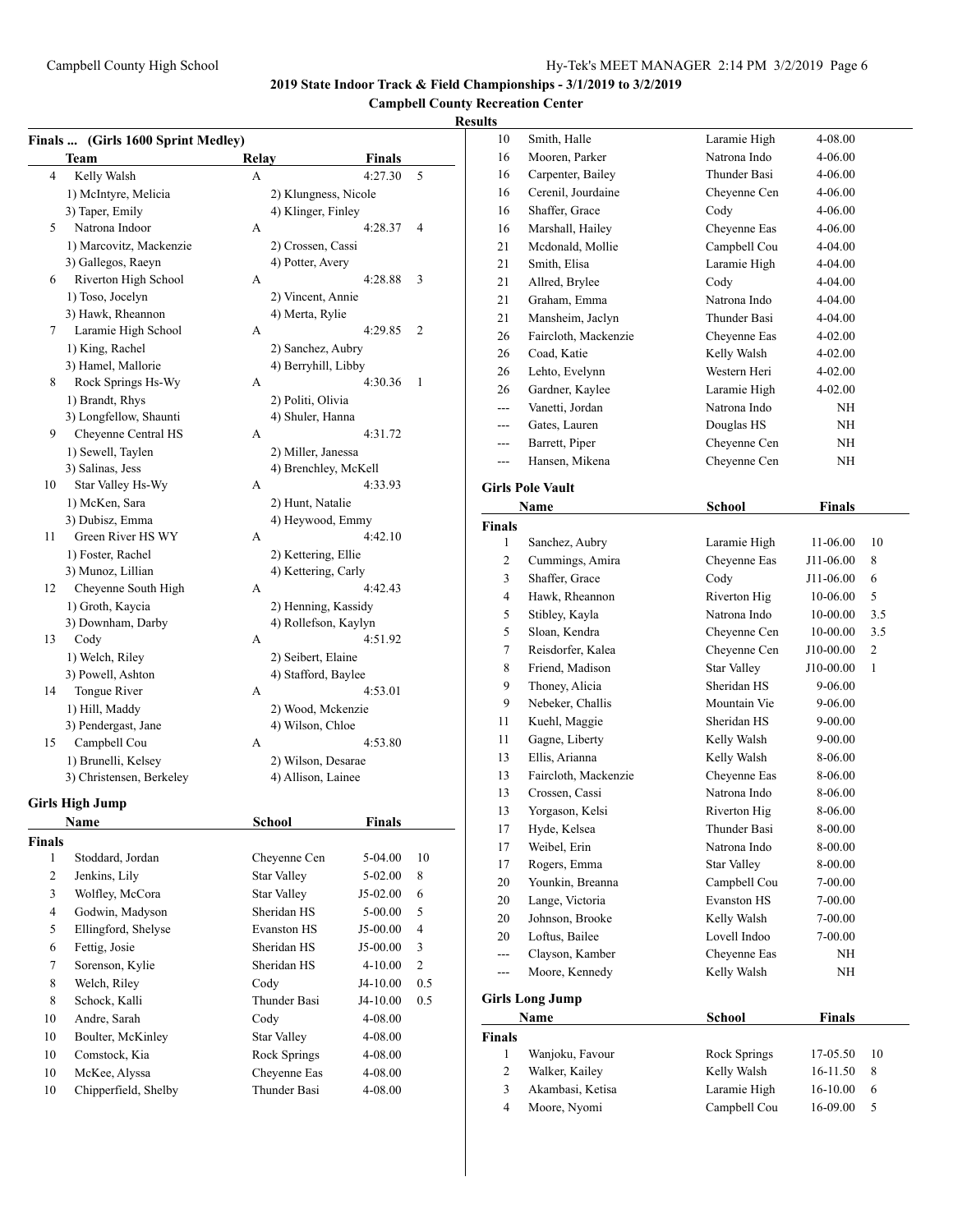**2019 State Indoor Track & Field Championships - 3/1/2019 to 3/2/2019**

**Campbell County Recreation Center**

**Results**

### Finals ... (Girls 1600 Sprint Medley)

| | Team | Relay | Finals | |
|---|---|---|---|---|
| 4 | Kelly Walsh | A | 4:27.30 | 5 |
| | 1) McIntyre, Melicia | 2) Klungness, Nicole | | |
| | 3) Taper, Emily | 4) Klinger, Finley | | |
| 5 | Natrona Indoor | A | 4:28.37 | 4 |
| | 1) Marcovitz, Mackenzie | 2) Crossen, Cassi | | |
| | 3) Gallegos, Raeyn | 4) Potter, Avery | | |
| 6 | Riverton High School | A | 4:28.88 | 3 |
| | 1) Toso, Jocelyn | 2) Vincent, Annie | | |
| | 3) Hawk, Rheannon | 4) Merta, Rylie | | |
| 7 | Laramie High School | A | 4:29.85 | 2 |
| | 1) King, Rachel | 2) Sanchez, Aubry | | |
| | 3) Hamel, Mallorie | 4) Berryhill, Libby | | |
| 8 | Rock Springs Hs-Wy | A | 4:30.36 | 1 |
| | 1) Brandt, Rhys | 2) Politi, Olivia | | |
| | 3) Longfellow, Shaunti | 4) Shuler, Hanna | | |
| 9 | Cheyenne Central HS | A | 4:31.72 | |
| | 1) Sewell, Taylen | 2) Miller, Janessa | | |
| | 3) Salinas, Jess | 4) Brenchley, McKell | | |
| 10 | Star Valley Hs-Wy | A | 4:33.93 | |
| | 1) McKen, Sara | 2) Hunt, Natalie | | |
| | 3) Dubisz, Emma | 4) Heywood, Emmy | | |
| 11 | Green River HS WY | A | 4:42.10 | |
| | 1) Foster, Rachel | 2) Kettering, Ellie | | |
| | 3) Munoz, Lillian | 4) Kettering, Carly | | |
| 12 | Cheyenne South High | A | 4:42.43 | |
| | 1) Groth, Kaycia | 2) Henning, Kassidy | | |
| | 3) Downham, Darby | 4) Rollefson, Kaylyn | | |
| 13 | Cody | A | 4:51.92 | |
| | 1) Welch, Riley | 2) Seibert, Elaine | | |
| | 3) Powell, Ashton | 4) Stafford, Baylee | | |
| 14 | Tongue River | A | 4:53.01 | |
| | 1) Hill, Maddy | 2) Wood, Mckenzie | | |
| | 3) Pendergast, Jane | 4) Wilson, Chloe | | |
| 15 | Campbell Cou | A | 4:53.80 | |
| | 1) Brunelli, Kelsey | 2) Wilson, Desarae | | |
| | 3) Christensen, Berkeley | 4) Allison, Lainee | | |

### Girls High Jump

**Finals**

| | Name | School | Finals | |
|---|---|---|---|---|
| 1 | Stoddard, Jordan | Cheyenne Cen | 5-04.00 | 10 |
| 2 | Jenkins, Lily | Star Valley | 5-02.00 | 8 |
| 3 | Wolfley, McCora | Star Valley | J5-02.00 | 6 |
| 4 | Godwin, Madyson | Sheridan HS | 5-00.00 | 5 |
| 5 | Ellingford, Shelyse | Evanston HS | J5-00.00 | 4 |
| 6 | Fettig, Josie | Sheridan HS | J5-00.00 | 3 |
| 7 | Sorenson, Kylie | Sheridan HS | 4-10.00 | 2 |
| 8 | Welch, Riley | Cody | J4-10.00 | 0.5 |
| 8 | Schock, Kalli | Thunder Basi | J4-10.00 | 0.5 |
| 10 | Andre, Sarah | Cody | 4-08.00 | |
| 10 | Boulter, McKinley | Star Valley | 4-08.00 | |
| 10 | Comstock, Kia | Rock Springs | 4-08.00 | |
| 10 | McKee, Alyssa | Cheyenne Eas | 4-08.00 | |
| 10 | Chipperfield, Shelby | Thunder Basi | 4-08.00 | |
| 10 | Smith, Halle | Laramie High | 4-08.00 | |
| 16 | Mooren, Parker | Natrona Indo | 4-06.00 | |
| 16 | Carpenter, Bailey | Thunder Basi | 4-06.00 | |
| 16 | Cerenil, Jourdaine | Cheyenne Cen | 4-06.00 | |
| 16 | Shaffer, Grace | Cody | 4-06.00 | |
| 16 | Marshall, Hailey | Cheyenne Eas | 4-06.00 | |
| 21 | Mcdonald, Mollie | Campbell Cou | 4-04.00 | |
| 21 | Smith, Elisa | Laramie High | 4-04.00 | |
| 21 | Allred, Brylee | Cody | 4-04.00 | |
| 21 | Graham, Emma | Natrona Indo | 4-04.00 | |
| 21 | Mansheim, Jaclyn | Thunder Basi | 4-04.00 | |
| 26 | Faircloth, Mackenzie | Cheyenne Eas | 4-02.00 | |
| 26 | Coad, Katie | Kelly Walsh | 4-02.00 | |
| 26 | Lehto, Evelynn | Western Heri | 4-02.00 | |
| 26 | Gardner, Kaylee | Laramie High | 4-02.00 | |
| --- | Vanetti, Jordan | Natrona Indo | NH | |
| --- | Gates, Lauren | Douglas HS | NH | |
| --- | Barrett, Piper | Cheyenne Cen | NH | |
| --- | Hansen, Mikena | Cheyenne Cen | NH | |

### Girls Pole Vault

**Finals**

| | Name | School | Finals | |
|---|---|---|---|---|
| 1 | Sanchez, Aubry | Laramie High | 11-06.00 | 10 |
| 2 | Cummings, Amira | Cheyenne Eas | J11-06.00 | 8 |
| 3 | Shaffer, Grace | Cody | J11-06.00 | 6 |
| 4 | Hawk, Rheannon | Riverton Hig | 10-06.00 | 5 |
| 5 | Stibley, Kayla | Natrona Indo | 10-00.00 | 3.5 |
| 5 | Sloan, Kendra | Cheyenne Cen | 10-00.00 | 3.5 |
| 7 | Reisdorfer, Kalea | Cheyenne Cen | J10-00.00 | 2 |
| 8 | Friend, Madison | Star Valley | J10-00.00 | 1 |
| 9 | Thoney, Alicia | Sheridan HS | 9-06.00 | |
| 9 | Nebeker, Challis | Mountain Vie | 9-06.00 | |
| 11 | Kuehl, Maggie | Sheridan HS | 9-00.00 | |
| 11 | Gagne, Liberty | Kelly Walsh | 9-00.00 | |
| 13 | Ellis, Arianna | Kelly Walsh | 8-06.00 | |
| 13 | Faircloth, Mackenzie | Cheyenne Eas | 8-06.00 | |
| 13 | Crossen, Cassi | Natrona Indo | 8-06.00 | |
| 13 | Yorgason, Kelsi | Riverton Hig | 8-06.00 | |
| 17 | Hyde, Kelsea | Thunder Basi | 8-00.00 | |
| 17 | Weibel, Erin | Natrona Indo | 8-00.00 | |
| 17 | Rogers, Emma | Star Valley | 8-00.00 | |
| 20 | Younkin, Breanna | Campbell Cou | 7-00.00 | |
| 20 | Lange, Victoria | Evanston HS | 7-00.00 | |
| 20 | Johnson, Brooke | Kelly Walsh | 7-00.00 | |
| 20 | Loftus, Bailee | Lovell Indoo | 7-00.00 | |
| --- | Clayson, Kamber | Cheyenne Eas | NH | |
| --- | Moore, Kennedy | Kelly Walsh | NH | |

### Girls Long Jump

**Finals**

| | Name | School | Finals | |
|---|---|---|---|---|
| 1 | Wanjoku, Favour | Rock Springs | 17-05.50 | 10 |
| 2 | Walker, Kailey | Kelly Walsh | 16-11.50 | 8 |
| 3 | Akambasi, Ketisa | Laramie High | 16-10.00 | 6 |
| 4 | Moore, Nyomi | Campbell Cou | 16-09.00 | 5 |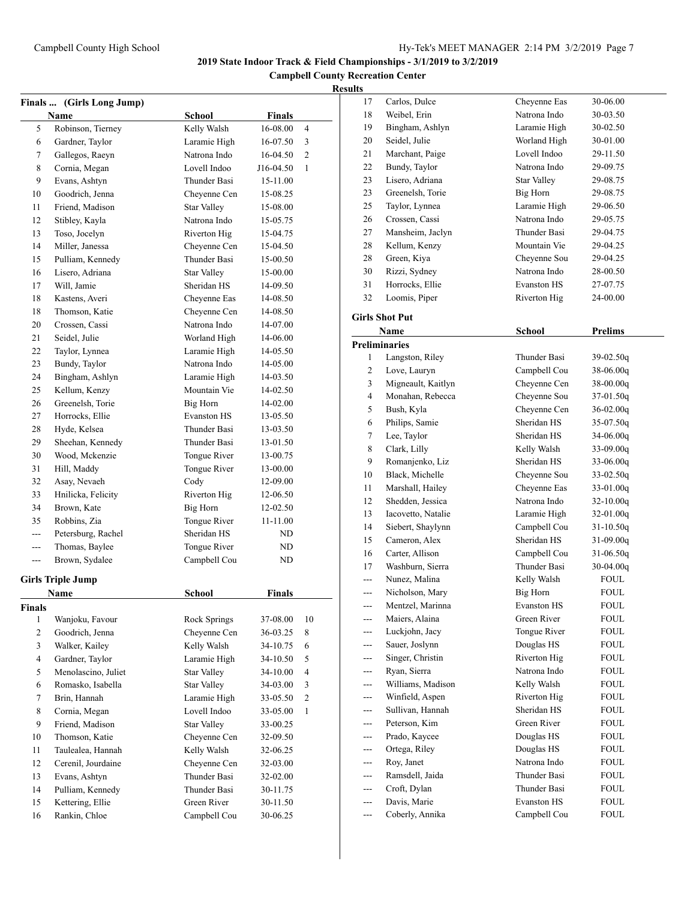**2019 State Indoor Track & Field Championships - 3/1/2019 to 3/2/2019**

**Campbell County Recreation Center**

**Results**

### Finals ... (Girls Long Jump)

| | Name | School | Finals | |
|---|---|---|---|---|
| 5 | Robinson, Tierney | Kelly Walsh | 16-08.00 | 4 |
| 6 | Gardner, Taylor | Laramie High | 16-07.50 | 3 |
| 7 | Gallegos, Raeyn | Natrona Indo | 16-04.50 | 2 |
| 8 | Cornia, Megan | Lovell Indoo | J16-04.50 | 1 |
| 9 | Evans, Ashtyn | Thunder Basi | 15-11.00 | |
| 10 | Goodrich, Jenna | Cheyenne Cen | 15-08.25 | |
| 11 | Friend, Madison | Star Valley | 15-08.00 | |
| 12 | Stibley, Kayla | Natrona Indo | 15-05.75 | |
| 13 | Toso, Jocelyn | Riverton Hig | 15-04.75 | |
| 14 | Miller, Janessa | Cheyenne Cen | 15-04.50 | |
| 15 | Pulliam, Kennedy | Thunder Basi | 15-00.50 | |
| 16 | Lisero, Adriana | Star Valley | 15-00.00 | |
| 17 | Will, Jamie | Sheridan HS | 14-09.50 | |
| 18 | Kastens, Averi | Cheyenne Eas | 14-08.50 | |
| 18 | Thomson, Katie | Cheyenne Cen | 14-08.50 | |
| 20 | Crossen, Cassi | Natrona Indo | 14-07.00 | |
| 21 | Seidel, Julie | Worland High | 14-06.00 | |
| 22 | Taylor, Lynnea | Laramie High | 14-05.50 | |
| 23 | Bundy, Taylor | Natrona Indo | 14-05.00 | |
| 24 | Bingham, Ashlyn | Laramie High | 14-03.50 | |
| 25 | Kellum, Kenzy | Mountain Vie | 14-02.50 | |
| 26 | Greenelsh, Torie | Big Horn | 14-02.00 | |
| 27 | Horrocks, Ellie | Evanston HS | 13-05.50 | |
| 28 | Hyde, Kelsea | Thunder Basi | 13-03.50 | |
| 29 | Sheehan, Kennedy | Thunder Basi | 13-01.50 | |
| 30 | Wood, Mckenzie | Tongue River | 13-00.75 | |
| 31 | Hill, Maddy | Tongue River | 13-00.00 | |
| 32 | Asay, Nevaeh | Cody | 12-09.00 | |
| 33 | Hnilicka, Felicity | Riverton Hig | 12-06.50 | |
| 34 | Brown, Kate | Big Horn | 12-02.50 | |
| 35 | Robbins, Zia | Tongue River | 11-11.00 | |
| --- | Petersburg, Rachel | Sheridan HS | ND | |
| --- | Thomas, Baylee | Tongue River | ND | |
| --- | Brown, Sydalee | Campbell Cou | ND | |

### Girls Triple Jump

**Finals**

| | Name | School | Finals | |
|---|---|---|---|---|
| 1 | Wanjoku, Favour | Rock Springs | 37-08.00 | 10 |
| 2 | Goodrich, Jenna | Cheyenne Cen | 36-03.25 | 8 |
| 3 | Walker, Kailey | Kelly Walsh | 34-10.75 | 6 |
| 4 | Gardner, Taylor | Laramie High | 34-10.50 | 5 |
| 5 | Menolascino, Juliet | Star Valley | 34-10.00 | 4 |
| 6 | Romasko, Isabella | Star Valley | 34-03.00 | 3 |
| 7 | Brin, Hannah | Laramie High | 33-05.50 | 2 |
| 8 | Cornia, Megan | Lovell Indoo | 33-05.00 | 1 |
| 9 | Friend, Madison | Star Valley | 33-00.25 | |
| 10 | Thomson, Katie | Cheyenne Cen | 32-09.50 | |
| 11 | Taulealea, Hannah | Kelly Walsh | 32-06.25 | |
| 12 | Cerenil, Jourdaine | Cheyenne Cen | 32-03.00 | |
| 13 | Evans, Ashtyn | Thunder Basi | 32-02.00 | |
| 14 | Pulliam, Kennedy | Thunder Basi | 30-11.75 | |
| 15 | Kettering, Ellie | Green River | 30-11.50 | |
| 16 | Rankin, Chloe | Campbell Cou | 30-06.25 | |
| 17 | Carlos, Dulce | Cheyenne Eas | 30-06.00 | |
| 18 | Weibel, Erin | Natrona Indo | 30-03.50 | |
| 19 | Bingham, Ashlyn | Laramie High | 30-02.50 | |
| 20 | Seidel, Julie | Worland High | 30-01.00 | |
| 21 | Marchant, Paige | Lovell Indoo | 29-11.50 | |
| 22 | Bundy, Taylor | Natrona Indo | 29-09.75 | |
| 23 | Lisero, Adriana | Star Valley | 29-08.75 | |
| 23 | Greenelsh, Torie | Big Horn | 29-08.75 | |
| 25 | Taylor, Lynnea | Laramie High | 29-06.50 | |
| 26 | Crossen, Cassi | Natrona Indo | 29-05.75 | |
| 27 | Mansheim, Jaclyn | Thunder Basi | 29-04.75 | |
| 28 | Kellum, Kenzy | Mountain Vie | 29-04.25 | |
| 28 | Green, Kiya | Cheyenne Sou | 29-04.25 | |
| 30 | Rizzi, Sydney | Natrona Indo | 28-00.50 | |
| 31 | Horrocks, Ellie | Evanston HS | 27-07.75 | |
| 32 | Loomis, Piper | Riverton Hig | 24-00.00 | |

### Girls Shot Put

**Preliminaries**

| | Name | School | Prelims |
|---|---|---|---|
| 1 | Langston, Riley | Thunder Basi | 39-02.50q |
| 2 | Love, Lauryn | Campbell Cou | 38-06.00q |
| 3 | Migneault, Kaitlyn | Cheyenne Cen | 38-00.00q |
| 4 | Monahan, Rebecca | Cheyenne Sou | 37-01.50q |
| 5 | Bush, Kyla | Cheyenne Cen | 36-02.00q |
| 6 | Philips, Samie | Sheridan HS | 35-07.50q |
| 7 | Lee, Taylor | Sheridan HS | 34-06.00q |
| 8 | Clark, Lilly | Kelly Walsh | 33-09.00q |
| 9 | Romanjenko, Liz | Sheridan HS | 33-06.00q |
| 10 | Black, Michelle | Cheyenne Sou | 33-02.50q |
| 11 | Marshall, Hailey | Cheyenne Eas | 33-01.00q |
| 12 | Shedden, Jessica | Natrona Indo | 32-10.00q |
| 13 | Iacovetto, Natalie | Laramie High | 32-01.00q |
| 14 | Siebert, Shaylynn | Campbell Cou | 31-10.50q |
| 15 | Cameron, Alex | Sheridan HS | 31-09.00q |
| 16 | Carter, Allison | Campbell Cou | 31-06.50q |
| 17 | Washburn, Sierra | Thunder Basi | 30-04.00q |
| --- | Nunez, Malina | Kelly Walsh | FOUL |
| --- | Nicholson, Mary | Big Horn | FOUL |
| --- | Mentzel, Marinna | Evanston HS | FOUL |
| --- | Maiers, Alaina | Green River | FOUL |
| --- | Luckjohn, Jacy | Tongue River | FOUL |
| --- | Sauer, Joslynn | Douglas HS | FOUL |
| --- | Singer, Christin | Riverton Hig | FOUL |
| --- | Ryan, Sierra | Natrona Indo | FOUL |
| --- | Williams, Madison | Kelly Walsh | FOUL |
| --- | Winfield, Aspen | Riverton Hig | FOUL |
| --- | Sullivan, Hannah | Sheridan HS | FOUL |
| --- | Peterson, Kim | Green River | FOUL |
| --- | Prado, Kaycee | Douglas HS | FOUL |
| --- | Ortega, Riley | Douglas HS | FOUL |
| --- | Roy, Janet | Natrona Indo | FOUL |
| --- | Ramsdell, Jaida | Thunder Basi | FOUL |
| --- | Croft, Dylan | Thunder Basi | FOUL |
| --- | Davis, Marie | Evanston HS | FOUL |
| --- | Coberly, Annika | Campbell Cou | FOUL |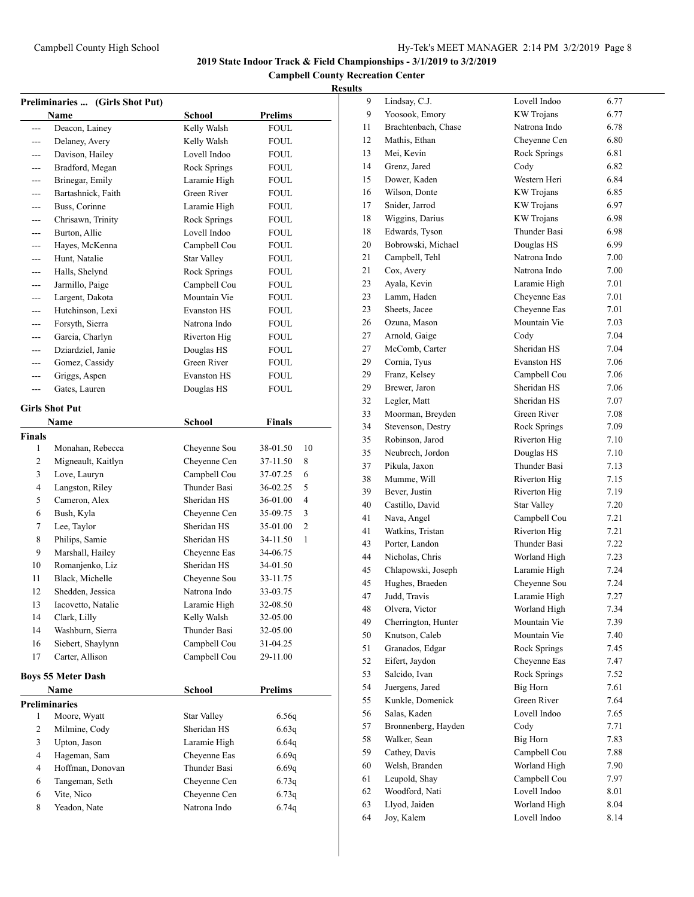**2019 State Indoor Track & Field Championships - 3/1/2019 to 3/2/2019**

**Campbell County Recreation Center**

**Results**

### Preliminaries ... (Girls Shot Put)

| | Name | School | Prelims |
|---|---|---|---|
| --- | Deacon, Lainey | Kelly Walsh | FOUL |
| --- | Delaney, Avery | Kelly Walsh | FOUL |
| --- | Davison, Hailey | Lovell Indoo | FOUL |
| --- | Bradford, Megan | Rock Springs | FOUL |
| --- | Brinegar, Emily | Laramie High | FOUL |
| --- | Bartashnick, Faith | Green River | FOUL |
| --- | Buss, Corinne | Laramie High | FOUL |
| --- | Chrisawn, Trinity | Rock Springs | FOUL |
| --- | Burton, Allie | Lovell Indoo | FOUL |
| --- | Hayes, McKenna | Campbell Cou | FOUL |
| --- | Hunt, Natalie | Star Valley | FOUL |
| --- | Halls, Shelynd | Rock Springs | FOUL |
| --- | Jarmillo, Paige | Campbell Cou | FOUL |
| --- | Largent, Dakota | Mountain Vie | FOUL |
| --- | Hutchinson, Lexi | Evanston HS | FOUL |
| --- | Forsyth, Sierra | Natrona Indo | FOUL |
| --- | Garcia, Charlyn | Riverton Hig | FOUL |
| --- | Dziardziel, Janie | Douglas HS | FOUL |
| --- | Gomez, Cassidy | Green River | FOUL |
| --- | Griggs, Aspen | Evanston HS | FOUL |
| --- | Gates, Lauren | Douglas HS | FOUL |

### Girls Shot Put

**Finals**

| | Name | School | Finals | |
|---|---|---|---|---|
| 1 | Monahan, Rebecca | Cheyenne Sou | 38-01.50 | 10 |
| 2 | Migneault, Kaitlyn | Cheyenne Cen | 37-11.50 | 8 |
| 3 | Love, Lauryn | Campbell Cou | 37-07.25 | 6 |
| 4 | Langston, Riley | Thunder Basi | 36-02.25 | 5 |
| 5 | Cameron, Alex | Sheridan HS | 36-01.00 | 4 |
| 6 | Bush, Kyla | Cheyenne Cen | 35-09.75 | 3 |
| 7 | Lee, Taylor | Sheridan HS | 35-01.00 | 2 |
| 8 | Philips, Samie | Sheridan HS | 34-11.50 | 1 |
| 9 | Marshall, Hailey | Cheyenne Eas | 34-06.75 | |
| 10 | Romanjenko, Liz | Sheridan HS | 34-01.50 | |
| 11 | Black, Michelle | Cheyenne Sou | 33-11.75 | |
| 12 | Shedden, Jessica | Natrona Indo | 33-03.75 | |
| 13 | Iacovetto, Natalie | Laramie High | 32-08.50 | |
| 14 | Clark, Lilly | Kelly Walsh | 32-05.00 | |
| 14 | Washburn, Sierra | Thunder Basi | 32-05.00 | |
| 16 | Siebert, Shaylynn | Campbell Cou | 31-04.25 | |
| 17 | Carter, Allison | Campbell Cou | 29-11.00 | |

### Boys 55 Meter Dash

**Preliminaries**

| | Name | School | Prelims |
|---|---|---|---|
| 1 | Moore, Wyatt | Star Valley | 6.56q |
| 2 | Milmine, Cody | Sheridan HS | 6.63q |
| 3 | Upton, Jason | Laramie High | 6.64q |
| 4 | Hageman, Sam | Cheyenne Eas | 6.69q |
| 4 | Hoffman, Donovan | Thunder Basi | 6.69q |
| 6 | Tangeman, Seth | Cheyenne Cen | 6.73q |
| 6 | Vite, Nico | Cheyenne Cen | 6.73q |
| 8 | Yeadon, Nate | Natrona Indo | 6.74q |
| 9 | Lindsay, C.J. | Lovell Indoo | 6.77 |
| 9 | Yoosook, Emory | KW Trojans | 6.77 |
| 11 | Brachtenbach, Chase | Natrona Indo | 6.78 |
| 12 | Mathis, Ethan | Cheyenne Cen | 6.80 |
| 13 | Mei, Kevin | Rock Springs | 6.81 |
| 14 | Grenz, Jared | Cody | 6.82 |
| 15 | Dower, Kaden | Western Heri | 6.84 |
| 16 | Wilson, Donte | KW Trojans | 6.85 |
| 17 | Snider, Jarrod | KW Trojans | 6.97 |
| 18 | Wiggins, Darius | KW Trojans | 6.98 |
| 18 | Edwards, Tyson | Thunder Basi | 6.98 |
| 20 | Bobrowski, Michael | Douglas HS | 6.99 |
| 21 | Campbell, Tehl | Natrona Indo | 7.00 |
| 21 | Cox, Avery | Natrona Indo | 7.00 |
| 23 | Ayala, Kevin | Laramie High | 7.01 |
| 23 | Lamm, Haden | Cheyenne Eas | 7.01 |
| 23 | Sheets, Jacee | Cheyenne Eas | 7.01 |
| 26 | Ozuna, Mason | Mountain Vie | 7.03 |
| 27 | Arnold, Gaige | Cody | 7.04 |
| 27 | McComb, Carter | Sheridan HS | 7.04 |
| 29 | Cornia, Tyus | Evanston HS | 7.06 |
| 29 | Franz, Kelsey | Campbell Cou | 7.06 |
| 29 | Brewer, Jaron | Sheridan HS | 7.06 |
| 32 | Legler, Matt | Sheridan HS | 7.07 |
| 33 | Moorman, Breyden | Green River | 7.08 |
| 34 | Stevenson, Destry | Rock Springs | 7.09 |
| 35 | Robinson, Jarod | Riverton Hig | 7.10 |
| 35 | Neubrech, Jordon | Douglas HS | 7.10 |
| 37 | Pikula, Jaxon | Thunder Basi | 7.13 |
| 38 | Mumme, Will | Riverton Hig | 7.15 |
| 39 | Bever, Justin | Riverton Hig | 7.19 |
| 40 | Castillo, David | Star Valley | 7.20 |
| 41 | Nava, Angel | Campbell Cou | 7.21 |
| 41 | Watkins, Tristan | Riverton Hig | 7.21 |
| 43 | Porter, Landon | Thunder Basi | 7.22 |
| 44 | Nicholas, Chris | Worland High | 7.23 |
| 45 | Chlapowski, Joseph | Laramie High | 7.24 |
| 45 | Hughes, Braeden | Cheyenne Sou | 7.24 |
| 47 | Judd, Travis | Laramie High | 7.27 |
| 48 | Olvera, Victor | Worland High | 7.34 |
| 49 | Cherrington, Hunter | Mountain Vie | 7.39 |
| 50 | Knutson, Caleb | Mountain Vie | 7.40 |
| 51 | Granados, Edgar | Rock Springs | 7.45 |
| 52 | Eifert, Jaydon | Cheyenne Eas | 7.47 |
| 53 | Salcido, Ivan | Rock Springs | 7.52 |
| 54 | Juergens, Jared | Big Horn | 7.61 |
| 55 | Kunkle, Domenick | Green River | 7.64 |
| 56 | Salas, Kaden | Lovell Indoo | 7.65 |
| 57 | Bronnenberg, Hayden | Cody | 7.71 |
| 58 | Walker, Sean | Big Horn | 7.83 |
| 59 | Cathey, Davis | Campbell Cou | 7.88 |
| 60 | Welsh, Branden | Worland High | 7.90 |
| 61 | Leupold, Shay | Campbell Cou | 7.97 |
| 62 | Woodford, Nati | Lovell Indoo | 8.01 |
| 63 | Llyod, Jaiden | Worland High | 8.04 |
| 64 | Joy, Kalem | Lovell Indoo | 8.14 |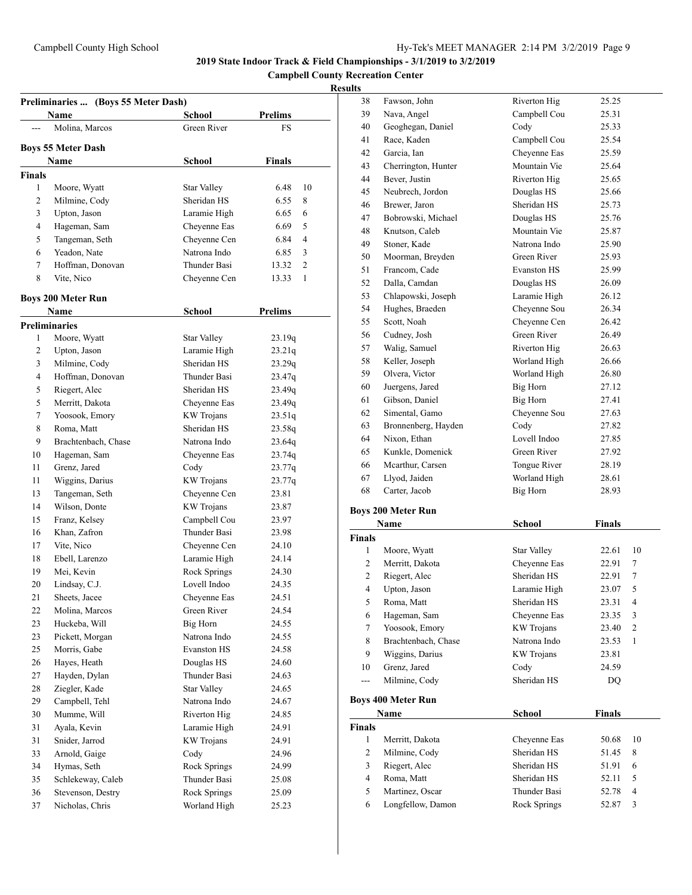## 2019 State Indoor Track & Field Championships - 3/1/2019 to 3/2/2019

### Campbell County Recreation Center

**Results**

### Preliminaries ... (Boys 55 Meter Dash)

| | Name | School | Prelims |
|---|---|---|---|
| --- | Molina, Marcos | Green River | FS |

### Boys 55 Meter Dash

| | Name | School | Finals | |
|---|---|---|---|---|
| **Finals** | | | | |
| 1 | Moore, Wyatt | Star Valley | 6.48 | 10 |
| 2 | Milmine, Cody | Sheridan HS | 6.55 | 8 |
| 3 | Upton, Jason | Laramie High | 6.65 | 6 |
| 4 | Hageman, Sam | Cheyenne Eas | 6.69 | 5 |
| 5 | Tangeman, Seth | Cheyenne Cen | 6.84 | 4 |
| 6 | Yeadon, Nate | Natrona Indo | 6.85 | 3 |
| 7 | Hoffman, Donovan | Thunder Basi | 13.32 | 2 |
| 8 | Vite, Nico | Cheyenne Cen | 13.33 | 1 |

### Boys 200 Meter Run

| | Name | School | Prelims |
|---|---|---|---|
| **Preliminaries** | | | |
| 1 | Moore, Wyatt | Star Valley | 23.19q |
| 2 | Upton, Jason | Laramie High | 23.21q |
| 3 | Milmine, Cody | Sheridan HS | 23.29q |
| 4 | Hoffman, Donovan | Thunder Basi | 23.47q |
| 5 | Riegert, Alec | Sheridan HS | 23.49q |
| 5 | Merritt, Dakota | Cheyenne Eas | 23.49q |
| 7 | Yoosook, Emory | KW Trojans | 23.51q |
| 8 | Roma, Matt | Sheridan HS | 23.58q |
| 9 | Brachtenbach, Chase | Natrona Indo | 23.64q |
| 10 | Hageman, Sam | Cheyenne Eas | 23.74q |
| 11 | Grenz, Jared | Cody | 23.77q |
| 11 | Wiggins, Darius | KW Trojans | 23.77q |
| 13 | Tangeman, Seth | Cheyenne Cen | 23.81 |
| 14 | Wilson, Donte | KW Trojans | 23.87 |
| 15 | Franz, Kelsey | Campbell Cou | 23.97 |
| 16 | Khan, Zafron | Thunder Basi | 23.98 |
| 17 | Vite, Nico | Cheyenne Cen | 24.10 |
| 18 | Ebell, Larenzo | Laramie High | 24.14 |
| 19 | Mei, Kevin | Rock Springs | 24.30 |
| 20 | Lindsay, C.J. | Lovell Indoo | 24.35 |
| 21 | Sheets, Jacee | Cheyenne Eas | 24.51 |
| 22 | Molina, Marcos | Green River | 24.54 |
| 23 | Huckeba, Will | Big Horn | 24.55 |
| 23 | Pickett, Morgan | Natrona Indo | 24.55 |
| 25 | Morris, Gabe | Evanston HS | 24.58 |
| 26 | Hayes, Heath | Douglas HS | 24.60 |
| 27 | Hayden, Dylan | Thunder Basi | 24.63 |
| 28 | Ziegler, Kade | Star Valley | 24.65 |
| 29 | Campbell, Tehl | Natrona Indo | 24.67 |
| 30 | Mumme, Will | Riverton Hig | 24.85 |
| 31 | Ayala, Kevin | Laramie High | 24.91 |
| 31 | Snider, Jarrod | KW Trojans | 24.91 |
| 33 | Arnold, Gaige | Cody | 24.96 |
| 34 | Hymas, Seth | Rock Springs | 24.99 |
| 35 | Schlekeway, Caleb | Thunder Basi | 25.08 |
| 36 | Stevenson, Destry | Rock Springs | 25.09 |
| 37 | Nicholas, Chris | Worland High | 25.23 |
| 38 | Fawson, John | Riverton Hig | 25.25 |
| 39 | Nava, Angel | Campbell Cou | 25.31 |
| 40 | Geoghegan, Daniel | Cody | 25.33 |
| 41 | Race, Kaden | Campbell Cou | 25.54 |
| 42 | Garcia, Ian | Cheyenne Eas | 25.59 |
| 43 | Cherrington, Hunter | Mountain Vie | 25.64 |
| 44 | Bever, Justin | Riverton Hig | 25.65 |
| 45 | Neubrech, Jordon | Douglas HS | 25.66 |
| 46 | Brewer, Jaron | Sheridan HS | 25.73 |
| 47 | Bobrowski, Michael | Douglas HS | 25.76 |
| 48 | Knutson, Caleb | Mountain Vie | 25.87 |
| 49 | Stoner, Kade | Natrona Indo | 25.90 |
| 50 | Moorman, Breyden | Green River | 25.93 |
| 51 | Francom, Cade | Evanston HS | 25.99 |
| 52 | Dalla, Camdan | Douglas HS | 26.09 |
| 53 | Chlapowski, Joseph | Laramie High | 26.12 |
| 54 | Hughes, Braeden | Cheyenne Sou | 26.34 |
| 55 | Scott, Noah | Cheyenne Cen | 26.42 |
| 56 | Cudney, Josh | Green River | 26.49 |
| 57 | Walig, Samuel | Riverton Hig | 26.63 |
| 58 | Keller, Joseph | Worland High | 26.66 |
| 59 | Olvera, Victor | Worland High | 26.80 |
| 60 | Juergens, Jared | Big Horn | 27.12 |
| 61 | Gibson, Daniel | Big Horn | 27.41 |
| 62 | Simental, Gamo | Cheyenne Sou | 27.63 |
| 63 | Bronnenberg, Hayden | Cody | 27.82 |
| 64 | Nixon, Ethan | Lovell Indoo | 27.85 |
| 65 | Kunkle, Domenick | Green River | 27.92 |
| 66 | Mcarthur, Carsen | Tongue River | 28.19 |
| 67 | Llyod, Jaiden | Worland High | 28.61 |
| 68 | Carter, Jacob | Big Horn | 28.93 |

### Boys 200 Meter Run

| | Name | School | Finals | |
|---|---|---|---|---|
| **Finals** | | | | |
| 1 | Moore, Wyatt | Star Valley | 22.61 | 10 |
| 2 | Merritt, Dakota | Cheyenne Eas | 22.91 | 7 |
| 2 | Riegert, Alec | Sheridan HS | 22.91 | 7 |
| 4 | Upton, Jason | Laramie High | 23.07 | 5 |
| 5 | Roma, Matt | Sheridan HS | 23.31 | 4 |
| 6 | Hageman, Sam | Cheyenne Eas | 23.35 | 3 |
| 7 | Yoosook, Emory | KW Trojans | 23.40 | 2 |
| 8 | Brachtenbach, Chase | Natrona Indo | 23.53 | 1 |
| 9 | Wiggins, Darius | KW Trojans | 23.81 | |
| 10 | Grenz, Jared | Cody | 24.59 | |
| --- | Milmine, Cody | Sheridan HS | DQ | |

### Boys 400 Meter Run

| | Name | School | Finals | |
|---|---|---|---|---|
| **Finals** | | | | |
| 1 | Merritt, Dakota | Cheyenne Eas | 50.68 | 10 |
| 2 | Milmine, Cody | Sheridan HS | 51.45 | 8 |
| 3 | Riegert, Alec | Sheridan HS | 51.91 | 6 |
| 4 | Roma, Matt | Sheridan HS | 52.11 | 5 |
| 5 | Martinez, Oscar | Thunder Basi | 52.78 | 4 |
| 6 | Longfellow, Damon | Rock Springs | 52.87 | 3 |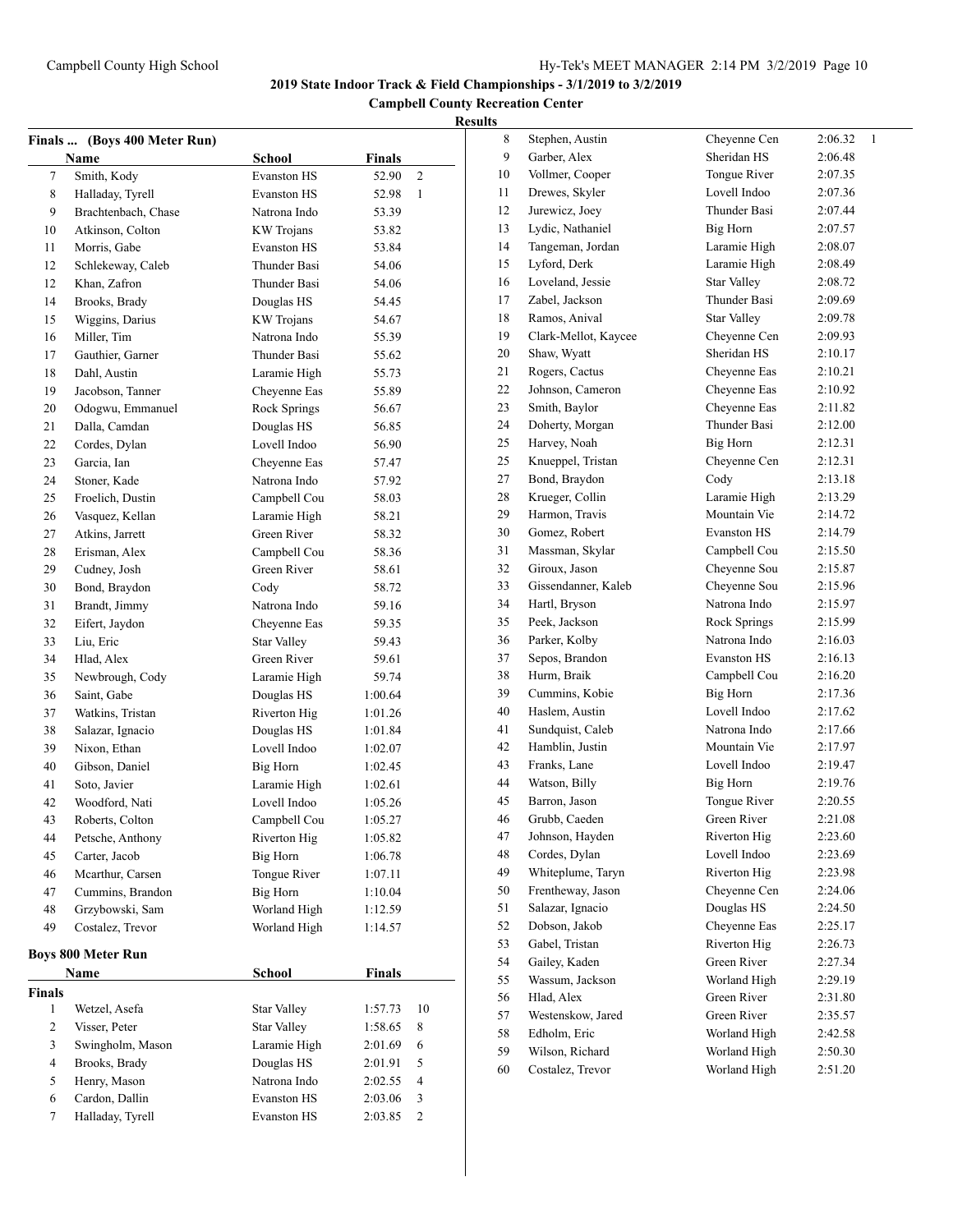**2019 State Indoor Track & Field Championships - 3/1/2019 to 3/2/2019**

**Campbell County Recreation Center**

**Results**

## Finals ... (Boys 400 Meter Run)

| | Name | School | Finals | |
|---|---|---|---|---|
| 7 | Smith, Kody | Evanston HS | 52.90 | 2 |
| 8 | Halladay, Tyrell | Evanston HS | 52.98 | 1 |
| 9 | Brachtenbach, Chase | Natrona Indo | 53.39 | |
| 10 | Atkinson, Colton | KW Trojans | 53.82 | |
| 11 | Morris, Gabe | Evanston HS | 53.84 | |
| 12 | Schlekeway, Caleb | Thunder Basi | 54.06 | |
| 12 | Khan, Zafron | Thunder Basi | 54.06 | |
| 14 | Brooks, Brady | Douglas HS | 54.45 | |
| 15 | Wiggins, Darius | KW Trojans | 54.67 | |
| 16 | Miller, Tim | Natrona Indo | 55.39 | |
| 17 | Gauthier, Garner | Thunder Basi | 55.62 | |
| 18 | Dahl, Austin | Laramie High | 55.73 | |
| 19 | Jacobson, Tanner | Cheyenne Eas | 55.89 | |
| 20 | Odogwu, Emmanuel | Rock Springs | 56.67 | |
| 21 | Dalla, Camdan | Douglas HS | 56.85 | |
| 22 | Cordes, Dylan | Lovell Indoo | 56.90 | |
| 23 | Garcia, Ian | Cheyenne Eas | 57.47 | |
| 24 | Stoner, Kade | Natrona Indo | 57.92 | |
| 25 | Froelich, Dustin | Campbell Cou | 58.03 | |
| 26 | Vasquez, Kellan | Laramie High | 58.21 | |
| 27 | Atkins, Jarrett | Green River | 58.32 | |
| 28 | Erisman, Alex | Campbell Cou | 58.36 | |
| 29 | Cudney, Josh | Green River | 58.61 | |
| 30 | Bond, Braydon | Cody | 58.72 | |
| 31 | Brandt, Jimmy | Natrona Indo | 59.16 | |
| 32 | Eifert, Jaydon | Cheyenne Eas | 59.35 | |
| 33 | Liu, Eric | Star Valley | 59.43 | |
| 34 | Hlad, Alex | Green River | 59.61 | |
| 35 | Newbrough, Cody | Laramie High | 59.74 | |
| 36 | Saint, Gabe | Douglas HS | 1:00.64 | |
| 37 | Watkins, Tristan | Riverton Hig | 1:01.26 | |
| 38 | Salazar, Ignacio | Douglas HS | 1:01.84 | |
| 39 | Nixon, Ethan | Lovell Indoo | 1:02.07 | |
| 40 | Gibson, Daniel | Big Horn | 1:02.45 | |
| 41 | Soto, Javier | Laramie High | 1:02.61 | |
| 42 | Woodford, Nati | Lovell Indoo | 1:05.26 | |
| 43 | Roberts, Colton | Campbell Cou | 1:05.27 | |
| 44 | Petsche, Anthony | Riverton Hig | 1:05.82 | |
| 45 | Carter, Jacob | Big Horn | 1:06.78 | |
| 46 | Mcarthur, Carsen | Tongue River | 1:07.11 | |
| 47 | Cummins, Brandon | Big Horn | 1:10.04 | |
| 48 | Grzybowski, Sam | Worland High | 1:12.59 | |
| 49 | Costalez, Trevor | Worland High | 1:14.57 | |

## Boys 800 Meter Run

**Finals**

| | Name | School | Finals | |
|---|---|---|---|---|
| 1 | Wetzel, Asefa | Star Valley | 1:57.73 | 10 |
| 2 | Visser, Peter | Star Valley | 1:58.65 | 8 |
| 3 | Swingholm, Mason | Laramie High | 2:01.69 | 6 |
| 4 | Brooks, Brady | Douglas HS | 2:01.91 | 5 |
| 5 | Henry, Mason | Natrona Indo | 2:02.55 | 4 |
| 6 | Cardon, Dallin | Evanston HS | 2:03.06 | 3 |
| 7 | Halladay, Tyrell | Evanston HS | 2:03.85 | 2 |
| 8 | Stephen, Austin | Cheyenne Cen | 2:06.32 | 1 |
| 9 | Garber, Alex | Sheridan HS | 2:06.48 | |
| 10 | Vollmer, Cooper | Tongue River | 2:07.35 | |
| 11 | Drewes, Skyler | Lovell Indoo | 2:07.36 | |
| 12 | Jurewicz, Joey | Thunder Basi | 2:07.44 | |
| 13 | Lydic, Nathaniel | Big Horn | 2:07.57 | |
| 14 | Tangeman, Jordan | Laramie High | 2:08.07 | |
| 15 | Lyford, Derk | Laramie High | 2:08.49 | |
| 16 | Loveland, Jessie | Star Valley | 2:08.72 | |
| 17 | Zabel, Jackson | Thunder Basi | 2:09.69 | |
| 18 | Ramos, Anival | Star Valley | 2:09.78 | |
| 19 | Clark-Mellot, Kaycee | Cheyenne Cen | 2:09.93 | |
| 20 | Shaw, Wyatt | Sheridan HS | 2:10.17 | |
| 21 | Rogers, Cactus | Cheyenne Eas | 2:10.21 | |
| 22 | Johnson, Cameron | Cheyenne Eas | 2:10.92 | |
| 23 | Smith, Baylor | Cheyenne Eas | 2:11.82 | |
| 24 | Doherty, Morgan | Thunder Basi | 2:12.00 | |
| 25 | Harvey, Noah | Big Horn | 2:12.31 | |
| 25 | Knueppel, Tristan | Cheyenne Cen | 2:12.31 | |
| 27 | Bond, Braydon | Cody | 2:13.18 | |
| 28 | Krueger, Collin | Laramie High | 2:13.29 | |
| 29 | Harmon, Travis | Mountain Vie | 2:14.72 | |
| 30 | Gomez, Robert | Evanston HS | 2:14.79 | |
| 31 | Massman, Skylar | Campbell Cou | 2:15.50 | |
| 32 | Giroux, Jason | Cheyenne Sou | 2:15.87 | |
| 33 | Gissendanner, Kaleb | Cheyenne Sou | 2:15.96 | |
| 34 | Hartl, Bryson | Natrona Indo | 2:15.97 | |
| 35 | Peek, Jackson | Rock Springs | 2:15.99 | |
| 36 | Parker, Kolby | Natrona Indo | 2:16.03 | |
| 37 | Sepos, Brandon | Evanston HS | 2:16.13 | |
| 38 | Hurm, Braik | Campbell Cou | 2:16.20 | |
| 39 | Cummins, Kobie | Big Horn | 2:17.36 | |
| 40 | Haslem, Austin | Lovell Indoo | 2:17.62 | |
| 41 | Sundquist, Caleb | Natrona Indo | 2:17.66 | |
| 42 | Hamblin, Justin | Mountain Vie | 2:17.97 | |
| 43 | Franks, Lane | Lovell Indoo | 2:19.47 | |
| 44 | Watson, Billy | Big Horn | 2:19.76 | |
| 45 | Barron, Jason | Tongue River | 2:20.55 | |
| 46 | Grubb, Caeden | Green River | 2:21.08 | |
| 47 | Johnson, Hayden | Riverton Hig | 2:23.60 | |
| 48 | Cordes, Dylan | Lovell Indoo | 2:23.69 | |
| 49 | Whiteplume, Taryn | Riverton Hig | 2:23.98 | |
| 50 | Frentheway, Jason | Cheyenne Cen | 2:24.06 | |
| 51 | Salazar, Ignacio | Douglas HS | 2:24.50 | |
| 52 | Dobson, Jakob | Cheyenne Eas | 2:25.17 | |
| 53 | Gabel, Tristan | Riverton Hig | 2:26.73 | |
| 54 | Gailey, Kaden | Green River | 2:27.34 | |
| 55 | Wassum, Jackson | Worland High | 2:29.19 | |
| 56 | Hlad, Alex | Green River | 2:31.80 | |
| 57 | Westenskow, Jared | Green River | 2:35.57 | |
| 58 | Edholm, Eric | Worland High | 2:42.58 | |
| 59 | Wilson, Richard | Worland High | 2:50.30 | |
| 60 | Costalez, Trevor | Worland High | 2:51.20 | |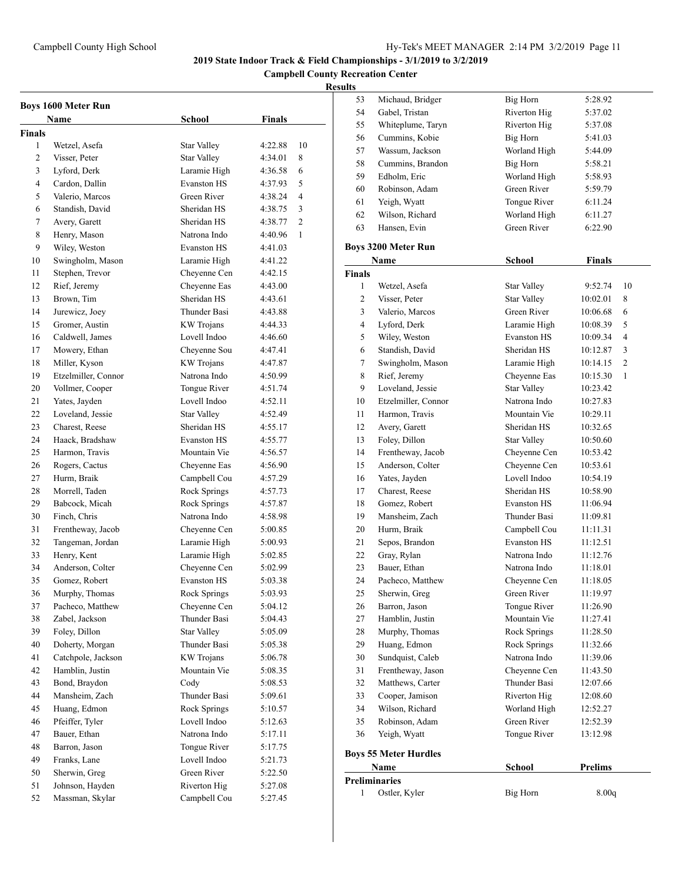**2019 State Indoor Track & Field Championships - 3/1/2019 to 3/2/2019**

**Campbell County Recreation Center**

**Results**

### Boys 1600 Meter Run

| | Name | School | Finals | |
|---|---|---|---|---|
| **Finals** | | | | |
| 1 | Wetzel, Asefa | Star Valley | 4:22.88 | 10 |
| 2 | Visser, Peter | Star Valley | 4:34.01 | 8 |
| 3 | Lyford, Derk | Laramie High | 4:36.58 | 6 |
| 4 | Cardon, Dallin | Evanston HS | 4:37.93 | 5 |
| 5 | Valerio, Marcos | Green River | 4:38.24 | 4 |
| 6 | Standish, David | Sheridan HS | 4:38.75 | 3 |
| 7 | Avery, Garett | Sheridan HS | 4:38.77 | 2 |
| 8 | Henry, Mason | Natrona Indo | 4:40.96 | 1 |
| 9 | Wiley, Weston | Evanston HS | 4:41.03 | |
| 10 | Swingholm, Mason | Laramie High | 4:41.22 | |
| 11 | Stephen, Trevor | Cheyenne Cen | 4:42.15 | |
| 12 | Rief, Jeremy | Cheyenne Eas | 4:43.00 | |
| 13 | Brown, Tim | Sheridan HS | 4:43.61 | |
| 14 | Jurewicz, Joey | Thunder Basi | 4:43.88 | |
| 15 | Gromer, Austin | KW Trojans | 4:44.33 | |
| 16 | Caldwell, James | Lovell Indoo | 4:46.60 | |
| 17 | Mowery, Ethan | Cheyenne Sou | 4:47.41 | |
| 18 | Miller, Kyson | KW Trojans | 4:47.87 | |
| 19 | Etzelmiller, Connor | Natrona Indo | 4:50.99 | |
| 20 | Vollmer, Cooper | Tongue River | 4:51.74 | |
| 21 | Yates, Jayden | Lovell Indoo | 4:52.11 | |
| 22 | Loveland, Jessie | Star Valley | 4:52.49 | |
| 23 | Charest, Reese | Sheridan HS | 4:55.17 | |
| 24 | Haack, Bradshaw | Evanston HS | 4:55.77 | |
| 25 | Harmon, Travis | Mountain Vie | 4:56.57 | |
| 26 | Rogers, Cactus | Cheyenne Eas | 4:56.90 | |
| 27 | Hurm, Braik | Campbell Cou | 4:57.29 | |
| 28 | Morrell, Taden | Rock Springs | 4:57.73 | |
| 29 | Babcock, Micah | Rock Springs | 4:57.87 | |
| 30 | Finch, Chris | Natrona Indo | 4:58.98 | |
| 31 | Frentheway, Jacob | Cheyenne Cen | 5:00.85 | |
| 32 | Tangeman, Jordan | Laramie High | 5:00.93 | |
| 33 | Henry, Kent | Laramie High | 5:02.85 | |
| 34 | Anderson, Colter | Cheyenne Cen | 5:02.99 | |
| 35 | Gomez, Robert | Evanston HS | 5:03.38 | |
| 36 | Murphy, Thomas | Rock Springs | 5:03.93 | |
| 37 | Pacheco, Matthew | Cheyenne Cen | 5:04.12 | |
| 38 | Zabel, Jackson | Thunder Basi | 5:04.43 | |
| 39 | Foley, Dillon | Star Valley | 5:05.09 | |
| 40 | Doherty, Morgan | Thunder Basi | 5:05.38 | |
| 41 | Catchpole, Jackson | KW Trojans | 5:06.78 | |
| 42 | Hamblin, Justin | Mountain Vie | 5:08.35 | |
| 43 | Bond, Braydon | Cody | 5:08.53 | |
| 44 | Mansheim, Zach | Thunder Basi | 5:09.61 | |
| 45 | Huang, Edmon | Rock Springs | 5:10.57 | |
| 46 | Pfeiffer, Tyler | Lovell Indoo | 5:12.63 | |
| 47 | Bauer, Ethan | Natrona Indo | 5:17.11 | |
| 48 | Barron, Jason | Tongue River | 5:17.75 | |
| 49 | Franks, Lane | Lovell Indoo | 5:21.73 | |
| 50 | Sherwin, Greg | Green River | 5:22.50 | |
| 51 | Johnson, Hayden | Riverton Hig | 5:27.08 | |
| 52 | Massman, Skylar | Campbell Cou | 5:27.45 | |
| 53 | Michaud, Bridger | Big Horn | 5:28.92 | |
| 54 | Gabel, Tristan | Riverton Hig | 5:37.02 | |
| 55 | Whiteplume, Taryn | Riverton Hig | 5:37.08 | |
| 56 | Cummins, Kobie | Big Horn | 5:41.03 | |
| 57 | Wassum, Jackson | Worland High | 5:44.09 | |
| 58 | Cummins, Brandon | Big Horn | 5:58.21 | |
| 59 | Edholm, Eric | Worland High | 5:58.93 | |
| 60 | Robinson, Adam | Green River | 5:59.79 | |
| 61 | Yeigh, Wyatt | Tongue River | 6:11.24 | |
| 62 | Wilson, Richard | Worland High | 6:11.27 | |
| 63 | Hansen, Evin | Green River | 6:22.90 | |

### Boys 3200 Meter Run

| | Name | School | Finals | |
|---|---|---|---|---|
| **Finals** | | | | |
| 1 | Wetzel, Asefa | Star Valley | 9:52.74 | 10 |
| 2 | Visser, Peter | Star Valley | 10:02.01 | 8 |
| 3 | Valerio, Marcos | Green River | 10:06.68 | 6 |
| 4 | Lyford, Derk | Laramie High | 10:08.39 | 5 |
| 5 | Wiley, Weston | Evanston HS | 10:09.34 | 4 |
| 6 | Standish, David | Sheridan HS | 10:12.87 | 3 |
| 7 | Swingholm, Mason | Laramie High | 10:14.15 | 2 |
| 8 | Rief, Jeremy | Cheyenne Eas | 10:15.30 | 1 |
| 9 | Loveland, Jessie | Star Valley | 10:23.42 | |
| 10 | Etzelmiller, Connor | Natrona Indo | 10:27.83 | |
| 11 | Harmon, Travis | Mountain Vie | 10:29.11 | |
| 12 | Avery, Garett | Sheridan HS | 10:32.65 | |
| 13 | Foley, Dillon | Star Valley | 10:50.60 | |
| 14 | Frentheway, Jacob | Cheyenne Cen | 10:53.42 | |
| 15 | Anderson, Colter | Cheyenne Cen | 10:53.61 | |
| 16 | Yates, Jayden | Lovell Indoo | 10:54.19 | |
| 17 | Charest, Reese | Sheridan HS | 10:58.90 | |
| 18 | Gomez, Robert | Evanston HS | 11:06.94 | |
| 19 | Mansheim, Zach | Thunder Basi | 11:09.81 | |
| 20 | Hurm, Braik | Campbell Cou | 11:11.31 | |
| 21 | Sepos, Brandon | Evanston HS | 11:12.51 | |
| 22 | Gray, Rylan | Natrona Indo | 11:12.76 | |
| 23 | Bauer, Ethan | Natrona Indo | 11:18.01 | |
| 24 | Pacheco, Matthew | Cheyenne Cen | 11:18.05 | |
| 25 | Sherwin, Greg | Green River | 11:19.97 | |
| 26 | Barron, Jason | Tongue River | 11:26.90 | |
| 27 | Hamblin, Justin | Mountain Vie | 11:27.41 | |
| 28 | Murphy, Thomas | Rock Springs | 11:28.50 | |
| 29 | Huang, Edmon | Rock Springs | 11:32.66 | |
| 30 | Sundquist, Caleb | Natrona Indo | 11:39.06 | |
| 31 | Frentheway, Jason | Cheyenne Cen | 11:43.50 | |
| 32 | Matthews, Carter | Thunder Basi | 12:07.66 | |
| 33 | Cooper, Jamison | Riverton Hig | 12:08.60 | |
| 34 | Wilson, Richard | Worland High | 12:52.27 | |
| 35 | Robinson, Adam | Green River | 12:52.39 | |
| 36 | Yeigh, Wyatt | Tongue River | 13:12.98 | |

### Boys 55 Meter Hurdles

| | Name | School | Prelims |
|---|---|---|---|
| **Preliminaries** | | | |
| 1 | Ostler, Kyler | Big Horn | 8.00q |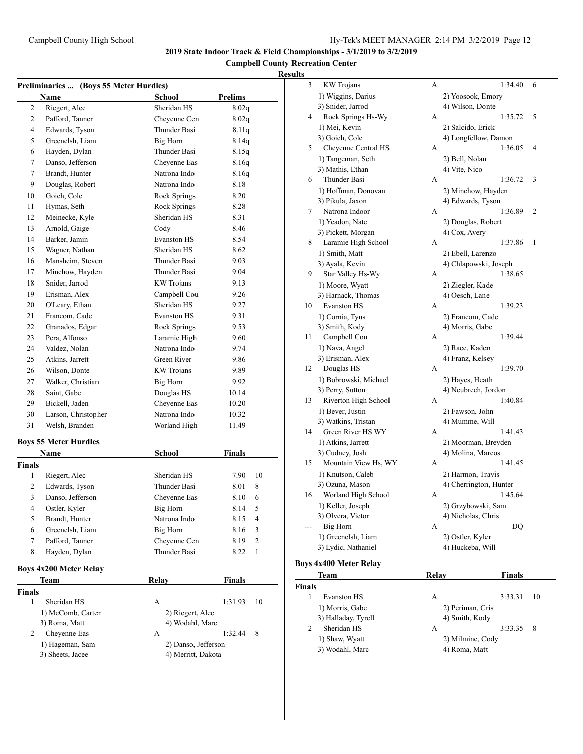**2019 State Indoor Track & Field Championships - 3/1/2019 to 3/2/2019**

**Campbell County Recreation Center**

**Results**

### Preliminaries ... (Boys 55 Meter Hurdles)

| | Name | School | Prelims |
|---|---|---|---|
| 2 | Riegert, Alec | Sheridan HS | 8.02q |
| 2 | Pafford, Tanner | Cheyenne Cen | 8.02q |
| 4 | Edwards, Tyson | Thunder Basi | 8.11q |
| 5 | Greenelsh, Liam | Big Horn | 8.14q |
| 6 | Hayden, Dylan | Thunder Basi | 8.15q |
| 7 | Danso, Jefferson | Cheyenne Eas | 8.16q |
| 7 | Brandt, Hunter | Natrona Indo | 8.16q |
| 9 | Douglas, Robert | Natrona Indo | 8.18 |
| 10 | Goich, Cole | Rock Springs | 8.20 |
| 11 | Hymas, Seth | Rock Springs | 8.28 |
| 12 | Meinecke, Kyle | Sheridan HS | 8.31 |
| 13 | Arnold, Gaige | Cody | 8.46 |
| 14 | Barker, Jamin | Evanston HS | 8.54 |
| 15 | Wagner, Nathan | Sheridan HS | 8.62 |
| 16 | Mansheim, Steven | Thunder Basi | 9.03 |
| 17 | Minchow, Hayden | Thunder Basi | 9.04 |
| 18 | Snider, Jarrod | KW Trojans | 9.13 |
| 19 | Erisman, Alex | Campbell Cou | 9.26 |
| 20 | O'Leary, Ethan | Sheridan HS | 9.27 |
| 21 | Francom, Cade | Evanston HS | 9.31 |
| 22 | Granados, Edgar | Rock Springs | 9.53 |
| 23 | Pera, Alfonso | Laramie High | 9.60 |
| 24 | Valdez, Nolan | Natrona Indo | 9.74 |
| 25 | Atkins, Jarrett | Green River | 9.86 |
| 26 | Wilson, Donte | KW Trojans | 9.89 |
| 27 | Walker, Christian | Big Horn | 9.92 |
| 28 | Saint, Gabe | Douglas HS | 10.14 |
| 29 | Bickell, Jaden | Cheyenne Eas | 10.20 |
| 30 | Larson, Christopher | Natrona Indo | 10.32 |
| 31 | Welsh, Branden | Worland High | 11.49 |

### Boys 55 Meter Hurdles

| | Name | School | Finals | Points |
|---|---|---|---|---|
| **Finals** | | | | |
| 1 | Riegert, Alec | Sheridan HS | 7.90 | 10 |
| 2 | Edwards, Tyson | Thunder Basi | 8.01 | 8 |
| 3 | Danso, Jefferson | Cheyenne Eas | 8.10 | 6 |
| 4 | Ostler, Kyler | Big Horn | 8.14 | 5 |
| 5 | Brandt, Hunter | Natrona Indo | 8.15 | 4 |
| 6 | Greenelsh, Liam | Big Horn | 8.16 | 3 |
| 7 | Pafford, Tanner | Cheyenne Cen | 8.19 | 2 |
| 8 | Hayden, Dylan | Thunder Basi | 8.22 | 1 |

### Boys 4x200 Meter Relay

| | Team | Relay | Finals | Points |
|---|---|---|---|---|
| **Finals** | | | | |
| 1 | Sheridan HS | A | 1:31.93 | 10 |
| | 1) McComb, Carter | 2) Riegert, Alec | | |
| | 3) Roma, Matt | 4) Wodahl, Marc | | |
| 2 | Cheyenne Eas | A | 1:32.44 | 8 |
| | 1) Hageman, Sam | 2) Danso, Jefferson | | |
| | 3) Sheets, Jacee | 4) Merritt, Dakota | | |
| 3 | KW Trojans | A | 1:34.40 | 6 |
| | 1) Wiggins, Darius | 2) Yoosook, Emory | | |
| | 3) Snider, Jarrod | 4) Wilson, Donte | | |
| 4 | Rock Springs Hs-Wy | A | 1:35.72 | 5 |
| | 1) Mei, Kevin | 2) Salcido, Erick | | |
| | 3) Goich, Cole | 4) Longfellow, Damon | | |
| 5 | Cheyenne Central HS | A | 1:36.05 | 4 |
| | 1) Tangeman, Seth | 2) Bell, Nolan | | |
| | 3) Mathis, Ethan | 4) Vite, Nico | | |
| 6 | Thunder Basi | A | 1:36.72 | 3 |
| | 1) Hoffman, Donovan | 2) Minchow, Hayden | | |
| | 3) Pikula, Jaxon | 4) Edwards, Tyson | | |
| 7 | Natrona Indoor | A | 1:36.89 | 2 |
| | 1) Yeadon, Nate | 2) Douglas, Robert | | |
| | 3) Pickett, Morgan | 4) Cox, Avery | | |
| 8 | Laramie High School | A | 1:37.86 | 1 |
| | 1) Smith, Matt | 2) Ebell, Larenzo | | |
| | 3) Ayala, Kevin | 4) Chlapowski, Joseph | | |
| 9 | Star Valley Hs-Wy | A | 1:38.65 | |
| | 1) Moore, Wyatt | 2) Ziegler, Kade | | |
| | 3) Harnack, Thomas | 4) Oesch, Lane | | |
| 10 | Evanston HS | A | 1:39.23 | |
| | 1) Cornia, Tyus | 2) Francom, Cade | | |
| | 3) Smith, Kody | 4) Morris, Gabe | | |
| 11 | Campbell Cou | A | 1:39.44 | |
| | 1) Nava, Angel | 2) Race, Kaden | | |
| | 3) Erisman, Alex | 4) Franz, Kelsey | | |
| 12 | Douglas HS | A | 1:39.70 | |
| | 1) Bobrowski, Michael | 2) Hayes, Heath | | |
| | 3) Perry, Sutton | 4) Neubrech, Jordon | | |
| 13 | Riverton High School | A | 1:40.84 | |
| | 1) Bever, Justin | 2) Fawson, John | | |
| | 3) Watkins, Tristan | 4) Mumme, Will | | |
| 14 | Green River HS WY | A | 1:41.43 | |
| | 1) Atkins, Jarrett | 2) Moorman, Breyden | | |
| | 3) Cudney, Josh | 4) Molina, Marcos | | |
| 15 | Mountain View Hs, WY | A | 1:41.45 | |
| | 1) Knutson, Caleb | 2) Harmon, Travis | | |
| | 3) Ozuna, Mason | 4) Cherrington, Hunter | | |
| 16 | Worland High School | A | 1:45.64 | |
| | 1) Keller, Joseph | 2) Grzybowski, Sam | | |
| | 3) Olvera, Victor | 4) Nicholas, Chris | | |
| --- | Big Horn | A | DQ | |
| | 1) Greenelsh, Liam | 2) Ostler, Kyler | | |
| | 3) Lydic, Nathaniel | 4) Huckeba, Will | | |

### Boys 4x400 Meter Relay

| | Team | Relay | Finals | Points |
|---|---|---|---|---|
| **Finals** | | | | |
| 1 | Evanston HS | A | 3:33.31 | 10 |
| | 1) Morris, Gabe | 2) Periman, Cris | | |
| | 3) Halladay, Tyrell | 4) Smith, Kody | | |
| 2 | Sheridan HS | A | 3:33.35 | 8 |
| | 1) Shaw, Wyatt | 2) Milmine, Cody | | |
| | 3) Wodahl, Marc | 4) Roma, Matt | | |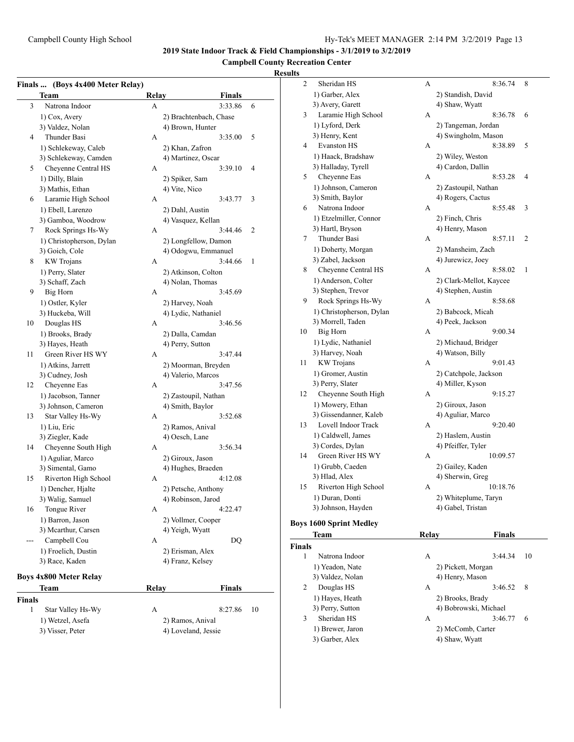**2019 State Indoor Track & Field Championships - 3/1/2019 to 3/2/2019**

**Campbell County Recreation Center**

**Results**

### Finals ... (Boys 4x400 Meter Relay)

| | Team | Relay | Finals | |
|---|---|---|---|---|
| 3 | Natrona Indoor | A | 3:33.86 | 6 |
| | 1) Cox, Avery | 2) Brachtenbach, Chase | | |
| | 3) Valdez, Nolan | 4) Brown, Hunter | | |
| 4 | Thunder Basi | A | 3:35.00 | 5 |
| | 1) Schlekeway, Caleb | 2) Khan, Zafron | | |
| | 3) Schlekeway, Camden | 4) Martinez, Oscar | | |
| 5 | Cheyenne Central HS | A | 3:39.10 | 4 |
| | 1) Dilly, Blain | 2) Spiker, Sam | | |
| | 3) Mathis, Ethan | 4) Vite, Nico | | |
| 6 | Laramie High School | A | 3:43.77 | 3 |
| | 1) Ebell, Larenzo | 2) Dahl, Austin | | |
| | 3) Gamboa, Woodrow | 4) Vasquez, Kellan | | |
| 7 | Rock Springs Hs-Wy | A | 3:44.46 | 2 |
| | 1) Christopherson, Dylan | 2) Longfellow, Damon | | |
| | 3) Goich, Cole | 4) Odogwu, Emmanuel | | |
| 8 | KW Trojans | A | 3:44.66 | 1 |
| | 1) Perry, Slater | 2) Atkinson, Colton | | |
| | 3) Schaff, Zach | 4) Nolan, Thomas | | |
| 9 | Big Horn | A | 3:45.69 | |
| | 1) Ostler, Kyler | 2) Harvey, Noah | | |
| | 3) Huckeba, Will | 4) Lydic, Nathaniel | | |
| 10 | Douglas HS | A | 3:46.56 | |
| | 1) Brooks, Brady | 2) Dalla, Camdan | | |
| | 3) Hayes, Heath | 4) Perry, Sutton | | |
| 11 | Green River HS WY | A | 3:47.44 | |
| | 1) Atkins, Jarrett | 2) Moorman, Breyden | | |
| | 3) Cudney, Josh | 4) Valerio, Marcos | | |
| 12 | Cheyenne Eas | A | 3:47.56 | |
| | 1) Jacobson, Tanner | 2) Zastoupil, Nathan | | |
| | 3) Johnson, Cameron | 4) Smith, Baylor | | |
| 13 | Star Valley Hs-Wy | A | 3:52.68 | |
| | 1) Liu, Eric | 2) Ramos, Anival | | |
| | 3) Ziegler, Kade | 4) Oesch, Lane | | |
| 14 | Cheyenne South High | A | 3:56.34 | |
| | 1) Aguliar, Marco | 2) Giroux, Jason | | |
| | 3) Simental, Gamo | 4) Hughes, Braeden | | |
| 15 | Riverton High School | A | 4:12.08 | |
| | 1) Dencher, Hjalte | 2) Petsche, Anthony | | |
| | 3) Walig, Samuel | 4) Robinson, Jarod | | |
| 16 | Tongue River | A | 4:22.47 | |
| | 1) Barron, Jason | 2) Vollmer, Cooper | | |
| | 3) Mcarthur, Carsen | 4) Yeigh, Wyatt | | |
| --- | Campbell Cou | A | DQ | |
| | 1) Froelich, Dustin | 2) Erisman, Alex | | |
| | 3) Race, Kaden | 4) Franz, Kelsey | | |

### Boys 4x800 Meter Relay

| | Team | Relay | Finals | |
|---|---|---|---|---|
| **Finals** | | | | |
| 1 | Star Valley Hs-Wy | A | 8:27.86 | 10 |
| | 1) Wetzel, Asefa | 2) Ramos, Anival | | |
| | 3) Visser, Peter | 4) Loveland, Jessie | | |
| 2 | Sheridan HS | A | 8:36.74 | 8 |
| | 1) Garber, Alex | 2) Standish, David | | |
| | 3) Avery, Garett | 4) Shaw, Wyatt | | |
| 3 | Laramie High School | A | 8:36.78 | 6 |
| | 1) Lyford, Derk | 2) Tangeman, Jordan | | |
| | 3) Henry, Kent | 4) Swingholm, Mason | | |
| 4 | Evanston HS | A | 8:38.89 | 5 |
| | 1) Haack, Bradshaw | 2) Wiley, Weston | | |
| | 3) Halladay, Tyrell | 4) Cardon, Dallin | | |
| 5 | Cheyenne Eas | A | 8:53.28 | 4 |
| | 1) Johnson, Cameron | 2) Zastoupil, Nathan | | |
| | 3) Smith, Baylor | 4) Rogers, Cactus | | |
| 6 | Natrona Indoor | A | 8:55.48 | 3 |
| | 1) Etzelmiller, Connor | 2) Finch, Chris | | |
| | 3) Hartl, Bryson | 4) Henry, Mason | | |
| 7 | Thunder Basi | A | 8:57.11 | 2 |
| | 1) Doherty, Morgan | 2) Mansheim, Zach | | |
| | 3) Zabel, Jackson | 4) Jurewicz, Joey | | |
| 8 | Cheyenne Central HS | A | 8:58.02 | 1 |
| | 1) Anderson, Colter | 2) Clark-Mellot, Kaycee | | |
| | 3) Stephen, Trevor | 4) Stephen, Austin | | |
| 9 | Rock Springs Hs-Wy | A | 8:58.68 | |
| | 1) Christopherson, Dylan | 2) Babcock, Micah | | |
| | 3) Morrell, Taden | 4) Peek, Jackson | | |
| 10 | Big Horn | A | 9:00.34 | |
| | 1) Lydic, Nathaniel | 2) Michaud, Bridger | | |
| | 3) Harvey, Noah | 4) Watson, Billy | | |
| 11 | KW Trojans | A | 9:01.43 | |
| | 1) Gromer, Austin | 2) Catchpole, Jackson | | |
| | 3) Perry, Slater | 4) Miller, Kyson | | |
| 12 | Cheyenne South High | A | 9:15.27 | |
| | 1) Mowery, Ethan | 2) Giroux, Jason | | |
| | 3) Gissendanner, Kaleb | 4) Aguliar, Marco | | |
| 13 | Lovell Indoor Track | A | 9:20.40 | |
| | 1) Caldwell, James | 2) Haslem, Austin | | |
| | 3) Cordes, Dylan | 4) Pfeiffer, Tyler | | |
| 14 | Green River HS WY | A | 10:09.57 | |
| | 1) Grubb, Caeden | 2) Gailey, Kaden | | |
| | 3) Hlad, Alex | 4) Sherwin, Greg | | |
| 15 | Riverton High School | A | 10:18.76 | |
| | 1) Duran, Donti | 2) Whiteplume, Taryn | | |
| | 3) Johnson, Hayden | 4) Gabel, Tristan | | |

### Boys 1600 Sprint Medley

| | Team | Relay | Finals | |
|---|---|---|---|---|
| **Finals** | | | | |
| 1 | Natrona Indoor | A | 3:44.34 | 10 |
| | 1) Yeadon, Nate | 2) Pickett, Morgan | | |
| | 3) Valdez, Nolan | 4) Henry, Mason | | |
| 2 | Douglas HS | A | 3:46.52 | 8 |
| | 1) Hayes, Heath | 2) Brooks, Brady | | |
| | 3) Perry, Sutton | 4) Bobrowski, Michael | | |
| 3 | Sheridan HS | A | 3:46.77 | 6 |
| | 1) Brewer, Jaron | 2) McComb, Carter | | |
| | 3) Garber, Alex | 4) Shaw, Wyatt | | |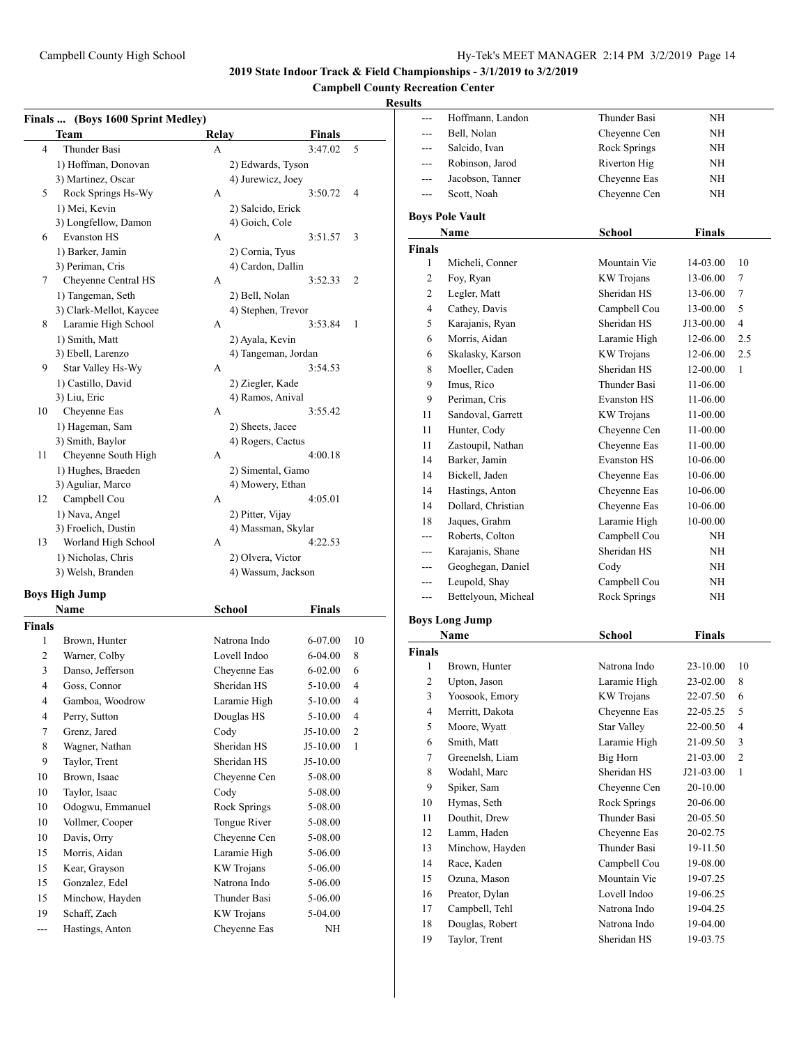# 2019 State Indoor Track & Field Championships - 3/1/2019 to 3/2/2019

**Campbell County Recreation Center**

**Results**

### Finals ... (Boys 1600 Sprint Medley)

| | Team | Relay | Finals | |
|---|---|---|---|---|
| 4 | Thunder Basi | A | 3:47.02 | 5 |
| | 1) Hoffman, Donovan | 2) Edwards, Tyson | | |
| | 3) Martinez, Oscar | 4) Jurewicz, Joey | | |
| 5 | Rock Springs Hs-Wy | A | 3:50.72 | 4 |
| | 1) Mei, Kevin | 2) Salcido, Erick | | |
| | 3) Longfellow, Damon | 4) Goich, Cole | | |
| 6 | Evanston HS | A | 3:51.57 | 3 |
| | 1) Barker, Jamin | 2) Cornia, Tyus | | |
| | 3) Periman, Cris | 4) Cardon, Dallin | | |
| 7 | Cheyenne Central HS | A | 3:52.33 | 2 |
| | 1) Tangeman, Seth | 2) Bell, Nolan | | |
| | 3) Clark-Mellot, Kaycee | 4) Stephen, Trevor | | |
| 8 | Laramie High School | A | 3:53.84 | 1 |
| | 1) Smith, Matt | 2) Ayala, Kevin | | |
| | 3) Ebell, Larenzo | 4) Tangeman, Jordan | | |
| 9 | Star Valley Hs-Wy | A | 3:54.53 | |
| | 1) Castillo, David | 2) Ziegler, Kade | | |
| | 3) Liu, Eric | 4) Ramos, Anival | | |
| 10 | Cheyenne Eas | A | 3:55.42 | |
| | 1) Hageman, Sam | 2) Sheets, Jacee | | |
| | 3) Smith, Baylor | 4) Rogers, Cactus | | |
| 11 | Cheyenne South High | A | 4:00.18 | |
| | 1) Hughes, Braeden | 2) Simental, Gamo | | |
| | 3) Aguliar, Marco | 4) Mowery, Ethan | | |
| 12 | Campbell Cou | A | 4:05.01 | |
| | 1) Nava, Angel | 2) Pitter, Vijay | | |
| | 3) Froelich, Dustin | 4) Massman, Skylar | | |
| 13 | Worland High School | A | 4:22.53 | |
| | 1) Nicholas, Chris | 2) Olvera, Victor | | |
| | 3) Welsh, Branden | 4) Wassum, Jackson | | |

### Boys High Jump

| | Name | School | Finals | |
|---|---|---|---|---|
| **Finals** | | | | |
| 1 | Brown, Hunter | Natrona Indo | 6-07.00 | 10 |
| 2 | Warner, Colby | Lovell Indoo | 6-04.00 | 8 |
| 3 | Danso, Jefferson | Cheyenne Eas | 6-02.00 | 6 |
| 4 | Goss, Connor | Sheridan HS | 5-10.00 | 4 |
| 4 | Gamboa, Woodrow | Laramie High | 5-10.00 | 4 |
| 4 | Perry, Sutton | Douglas HS | 5-10.00 | 4 |
| 7 | Grenz, Jared | Cody | J5-10.00 | 2 |
| 8 | Wagner, Nathan | Sheridan HS | J5-10.00 | 1 |
| 9 | Taylor, Trent | Sheridan HS | J5-10.00 | |
| 10 | Brown, Isaac | Cheyenne Cen | 5-08.00 | |
| 10 | Taylor, Isaac | Cody | 5-08.00 | |
| 10 | Odogwu, Emmanuel | Rock Springs | 5-08.00 | |
| 10 | Vollmer, Cooper | Tongue River | 5-08.00 | |
| 10 | Davis, Orry | Cheyenne Cen | 5-08.00 | |
| 15 | Morris, Aidan | Laramie High | 5-06.00 | |
| 15 | Kear, Grayson | KW Trojans | 5-06.00 | |
| 15 | Gonzalez, Edel | Natrona Indo | 5-06.00 | |
| 15 | Minchow, Hayden | Thunder Basi | 5-06.00 | |
| 19 | Schaff, Zach | KW Trojans | 5-04.00 | |
| --- | Hastings, Anton | Cheyenne Eas | NH | |
| --- | Hoffmann, Landon | Thunder Basi | NH | |
| --- | Bell, Nolan | Cheyenne Cen | NH | |
| --- | Salcido, Ivan | Rock Springs | NH | |
| --- | Robinson, Jarod | Riverton Hig | NH | |
| --- | Jacobson, Tanner | Cheyenne Eas | NH | |
| --- | Scott, Noah | Cheyenne Cen | NH | |

### Boys Pole Vault

| | Name | School | Finals | |
|---|---|---|---|---|
| **Finals** | | | | |
| 1 | Micheli, Conner | Mountain Vie | 14-03.00 | 10 |
| 2 | Foy, Ryan | KW Trojans | 13-06.00 | 7 |
| 2 | Legler, Matt | Sheridan HS | 13-06.00 | 7 |
| 4 | Cathey, Davis | Campbell Cou | 13-00.00 | 5 |
| 5 | Karajanis, Ryan | Sheridan HS | J13-00.00 | 4 |
| 6 | Morris, Aidan | Laramie High | 12-06.00 | 2.5 |
| 6 | Skalasky, Karson | KW Trojans | 12-06.00 | 2.5 |
| 8 | Moeller, Caden | Sheridan HS | 12-00.00 | 1 |
| 9 | Imus, Rico | Thunder Basi | 11-06.00 | |
| 9 | Periman, Cris | Evanston HS | 11-06.00 | |
| 11 | Sandoval, Garrett | KW Trojans | 11-00.00 | |
| 11 | Hunter, Cody | Cheyenne Cen | 11-00.00 | |
| 11 | Zastoupil, Nathan | Cheyenne Eas | 11-00.00 | |
| 14 | Barker, Jamin | Evanston HS | 10-06.00 | |
| 14 | Bickell, Jaden | Cheyenne Eas | 10-06.00 | |
| 14 | Hastings, Anton | Cheyenne Eas | 10-06.00 | |
| 14 | Dollard, Christian | Cheyenne Eas | 10-06.00 | |
| 18 | Jaques, Grahm | Laramie High | 10-00.00 | |
| --- | Roberts, Colton | Campbell Cou | NH | |
| --- | Karajanis, Shane | Sheridan HS | NH | |
| --- | Geoghegan, Daniel | Cody | NH | |
| --- | Leupold, Shay | Campbell Cou | NH | |
| --- | Bettelyoun, Micheal | Rock Springs | NH | |

### Boys Long Jump

| | Name | School | Finals | |
|---|---|---|---|---|
| **Finals** | | | | |
| 1 | Brown, Hunter | Natrona Indo | 23-10.00 | 10 |
| 2 | Upton, Jason | Laramie High | 23-02.00 | 8 |
| 3 | Yoosook, Emory | KW Trojans | 22-07.50 | 6 |
| 4 | Merritt, Dakota | Cheyenne Eas | 22-05.25 | 5 |
| 5 | Moore, Wyatt | Star Valley | 22-00.50 | 4 |
| 6 | Smith, Matt | Laramie High | 21-09.50 | 3 |
| 7 | Greenelsh, Liam | Big Horn | 21-03.00 | 2 |
| 8 | Wodahl, Marc | Sheridan HS | J21-03.00 | 1 |
| 9 | Spiker, Sam | Cheyenne Cen | 20-10.00 | |
| 10 | Hymas, Seth | Rock Springs | 20-06.00 | |
| 11 | Douthit, Drew | Thunder Basi | 20-05.50 | |
| 12 | Lamm, Haden | Cheyenne Eas | 20-02.75 | |
| 13 | Minchow, Hayden | Thunder Basi | 19-11.50 | |
| 14 | Race, Kaden | Campbell Cou | 19-08.00 | |
| 15 | Ozuna, Mason | Mountain Vie | 19-07.25 | |
| 16 | Preator, Dylan | Lovell Indoo | 19-06.25 | |
| 17 | Campbell, Tehl | Natrona Indo | 19-04.25 | |
| 18 | Douglas, Robert | Natrona Indo | 19-04.00 | |
| 19 | Taylor, Trent | Sheridan HS | 19-03.75 | |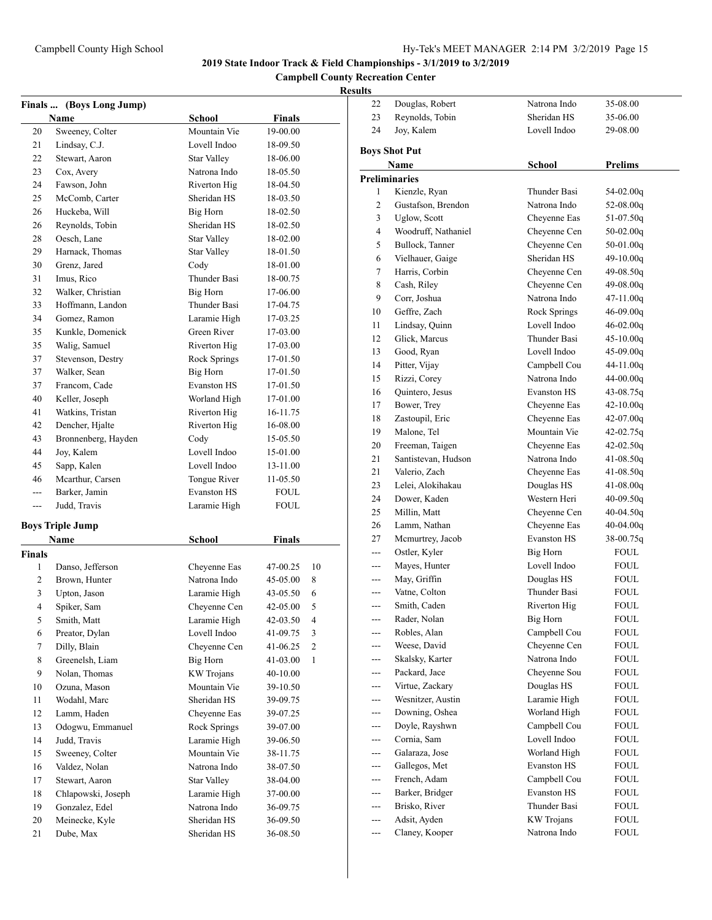**2019 State Indoor Track & Field Championships - 3/1/2019 to 3/2/2019**

**Campbell County Recreation Center**

**Results**

### Finals ... (Boys Long Jump)

| | Name | School | Finals |
|---|---|---|---|
| 20 | Sweeney, Colter | Mountain Vie | 19-00.00 |
| 21 | Lindsay, C.J. | Lovell Indoo | 18-09.50 |
| 22 | Stewart, Aaron | Star Valley | 18-06.00 |
| 23 | Cox, Avery | Natrona Indo | 18-05.50 |
| 24 | Fawson, John | Riverton Hig | 18-04.50 |
| 25 | McComb, Carter | Sheridan HS | 18-03.50 |
| 26 | Huckeba, Will | Big Horn | 18-02.50 |
| 26 | Reynolds, Tobin | Sheridan HS | 18-02.50 |
| 28 | Oesch, Lane | Star Valley | 18-02.00 |
| 29 | Harnack, Thomas | Star Valley | 18-01.50 |
| 30 | Grenz, Jared | Cody | 18-01.00 |
| 31 | Imus, Rico | Thunder Basi | 18-00.75 |
| 32 | Walker, Christian | Big Horn | 17-06.00 |
| 33 | Hoffmann, Landon | Thunder Basi | 17-04.75 |
| 34 | Gomez, Ramon | Laramie High | 17-03.25 |
| 35 | Kunkle, Domenick | Green River | 17-03.00 |
| 35 | Walig, Samuel | Riverton Hig | 17-03.00 |
| 37 | Stevenson, Destry | Rock Springs | 17-01.50 |
| 37 | Walker, Sean | Big Horn | 17-01.50 |
| 37 | Francom, Cade | Evanston HS | 17-01.50 |
| 40 | Keller, Joseph | Worland High | 17-01.00 |
| 41 | Watkins, Tristan | Riverton Hig | 16-11.75 |
| 42 | Dencher, Hjalte | Riverton Hig | 16-08.00 |
| 43 | Bronnenberg, Hayden | Cody | 15-05.50 |
| 44 | Joy, Kalem | Lovell Indoo | 15-01.00 |
| 45 | Sapp, Kalen | Lovell Indoo | 13-11.00 |
| 46 | Mcarthur, Carsen | Tongue River | 11-05.50 |
| --- | Barker, Jamin | Evanston HS | FOUL |
| --- | Judd, Travis | Laramie High | FOUL |

### Boys Triple Jump

| | Name | School | Finals | |
|---|---|---|---|---|
| **Finals** | | | | |
| 1 | Danso, Jefferson | Cheyenne Eas | 47-00.25 | 10 |
| 2 | Brown, Hunter | Natrona Indo | 45-05.00 | 8 |
| 3 | Upton, Jason | Laramie High | 43-05.50 | 6 |
| 4 | Spiker, Sam | Cheyenne Cen | 42-05.00 | 5 |
| 5 | Smith, Matt | Laramie High | 42-03.50 | 4 |
| 6 | Preator, Dylan | Lovell Indoo | 41-09.75 | 3 |
| 7 | Dilly, Blain | Cheyenne Cen | 41-06.25 | 2 |
| 8 | Greenelsh, Liam | Big Horn | 41-03.00 | 1 |
| 9 | Nolan, Thomas | KW Trojans | 40-10.00 | |
| 10 | Ozuna, Mason | Mountain Vie | 39-10.50 | |
| 11 | Wodahl, Marc | Sheridan HS | 39-09.75 | |
| 12 | Lamm, Haden | Cheyenne Eas | 39-07.25 | |
| 13 | Odogwu, Emmanuel | Rock Springs | 39-07.00 | |
| 14 | Judd, Travis | Laramie High | 39-06.50 | |
| 15 | Sweeney, Colter | Mountain Vie | 38-11.75 | |
| 16 | Valdez, Nolan | Natrona Indo | 38-07.50 | |
| 17 | Stewart, Aaron | Star Valley | 38-04.00 | |
| 18 | Chlapowski, Joseph | Laramie High | 37-00.00 | |
| 19 | Gonzalez, Edel | Natrona Indo | 36-09.75 | |
| 20 | Meinecke, Kyle | Sheridan HS | 36-09.50 | |
| 21 | Dube, Max | Sheridan HS | 36-08.50 | |
| 22 | Douglas, Robert | Natrona Indo | 35-08.00 | |
| 23 | Reynolds, Tobin | Sheridan HS | 35-06.00 | |
| 24 | Joy, Kalem | Lovell Indoo | 29-08.00 | |

### Boys Shot Put

| | Name | School | Prelims |
|---|---|---|---|
| **Preliminaries** | | | |
| 1 | Kienzle, Ryan | Thunder Basi | 54-02.00q |
| 2 | Gustafson, Brendon | Natrona Indo | 52-08.00q |
| 3 | Uglow, Scott | Cheyenne Eas | 51-07.50q |
| 4 | Woodruff, Nathaniel | Cheyenne Cen | 50-02.00q |
| 5 | Bullock, Tanner | Cheyenne Cen | 50-01.00q |
| 6 | Vielhauer, Gaige | Sheridan HS | 49-10.00q |
| 7 | Harris, Corbin | Cheyenne Cen | 49-08.50q |
| 8 | Cash, Riley | Cheyenne Cen | 49-08.00q |
| 9 | Corr, Joshua | Natrona Indo | 47-11.00q |
| 10 | Geffre, Zach | Rock Springs | 46-09.00q |
| 11 | Lindsay, Quinn | Lovell Indoo | 46-02.00q |
| 12 | Glick, Marcus | Thunder Basi | 45-10.00q |
| 13 | Good, Ryan | Lovell Indoo | 45-09.00q |
| 14 | Pitter, Vijay | Campbell Cou | 44-11.00q |
| 15 | Rizzi, Corey | Natrona Indo | 44-00.00q |
| 16 | Quintero, Jesus | Evanston HS | 43-08.75q |
| 17 | Bower, Trey | Cheyenne Eas | 42-10.00q |
| 18 | Zastoupil, Eric | Cheyenne Eas | 42-07.00q |
| 19 | Malone, Tel | Mountain Vie | 42-02.75q |
| 20 | Freeman, Taigen | Cheyenne Eas | 42-02.50q |
| 21 | Santistevan, Hudson | Natrona Indo | 41-08.50q |
| 21 | Valerio, Zach | Cheyenne Eas | 41-08.50q |
| 23 | Lelei, Alokihakau | Douglas HS | 41-08.00q |
| 24 | Dower, Kaden | Western Heri | 40-09.50q |
| 25 | Millin, Matt | Cheyenne Cen | 40-04.50q |
| 26 | Lamm, Nathan | Cheyenne Eas | 40-04.00q |
| 27 | Mcmurtrey, Jacob | Evanston HS | 38-00.75q |
| --- | Ostler, Kyler | Big Horn | FOUL |
| --- | Mayes, Hunter | Lovell Indoo | FOUL |
| --- | May, Griffin | Douglas HS | FOUL |
| --- | Vatne, Colton | Thunder Basi | FOUL |
| --- | Smith, Caden | Riverton Hig | FOUL |
| --- | Rader, Nolan | Big Horn | FOUL |
| --- | Robles, Alan | Campbell Cou | FOUL |
| --- | Weese, David | Cheyenne Cen | FOUL |
| --- | Skalsky, Karter | Natrona Indo | FOUL |
| --- | Packard, Jace | Cheyenne Sou | FOUL |
| --- | Virtue, Zackary | Douglas HS | FOUL |
| --- | Wesnitzer, Austin | Laramie High | FOUL |
| --- | Downing, Oshea | Worland High | FOUL |
| --- | Doyle, Rayshwn | Campbell Cou | FOUL |
| --- | Cornia, Sam | Lovell Indoo | FOUL |
| --- | Galaraza, Jose | Worland High | FOUL |
| --- | Gallegos, Met | Evanston HS | FOUL |
| --- | French, Adam | Campbell Cou | FOUL |
| --- | Barker, Bridger | Evanston HS | FOUL |
| --- | Brisko, River | Thunder Basi | FOUL |
| --- | Adsit, Ayden | KW Trojans | FOUL |
| --- | Claney, Kooper | Natrona Indo | FOUL |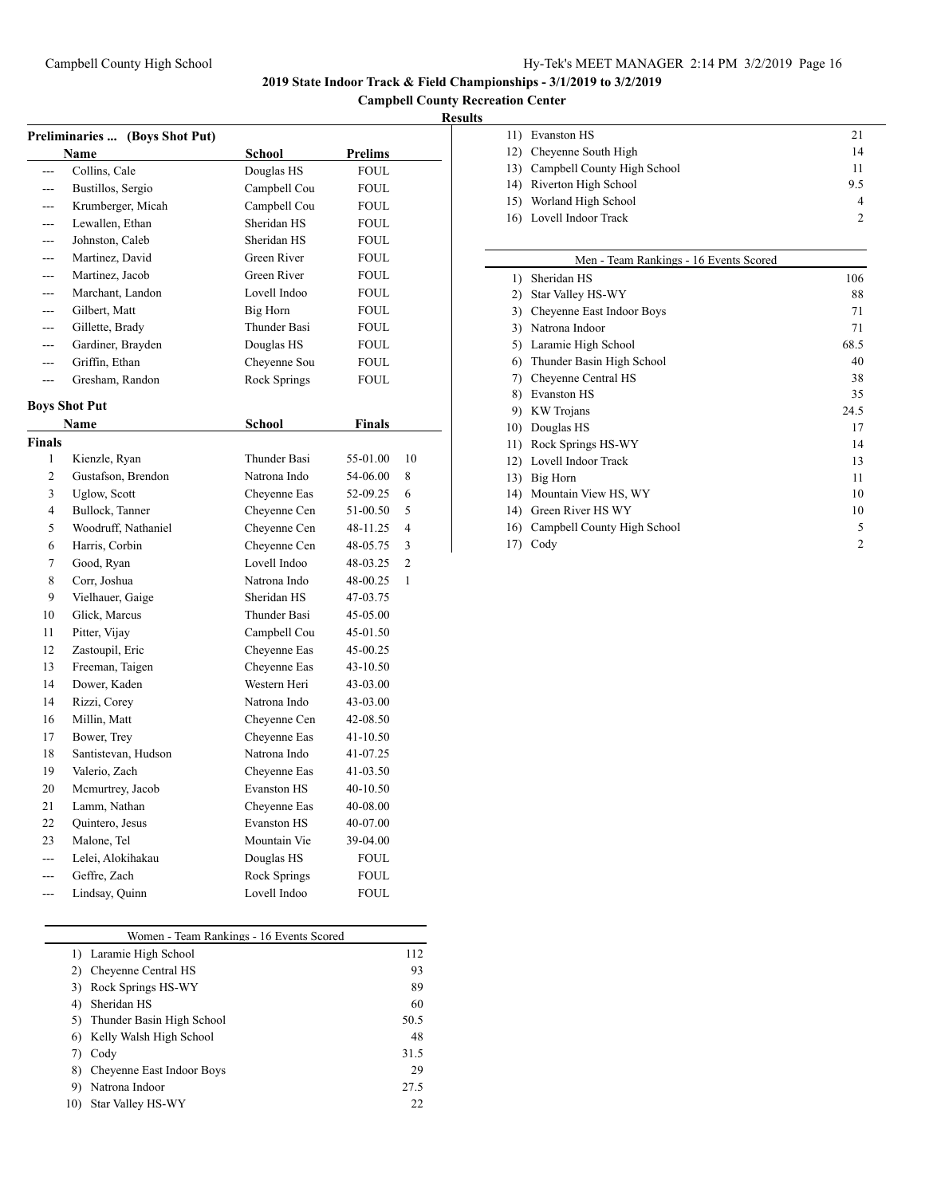# 2019 State Indoor Track & Field Championships - 3/1/2019 to 3/2/2019

**Campbell County Recreation Center**

**Results**

### Preliminaries ... (Boys Shot Put)

| | Name | School | Prelims |
|---|---|---|---|
| --- | Collins, Cale | Douglas HS | FOUL |
| --- | Bustillos, Sergio | Campbell Cou | FOUL |
| --- | Krumberger, Micah | Campbell Cou | FOUL |
| --- | Lewallen, Ethan | Sheridan HS | FOUL |
| --- | Johnston, Caleb | Sheridan HS | FOUL |
| --- | Martinez, David | Green River | FOUL |
| --- | Martinez, Jacob | Green River | FOUL |
| --- | Marchant, Landon | Lovell Indoo | FOUL |
| --- | Gilbert, Matt | Big Horn | FOUL |
| --- | Gillette, Brady | Thunder Basi | FOUL |
| --- | Gardiner, Brayden | Douglas HS | FOUL |
| --- | Griffin, Ethan | Cheyenne Sou | FOUL |
| --- | Gresham, Randon | Rock Springs | FOUL |

### Boys Shot Put

**Finals**

| | Name | School | Finals | |
|---|---|---|---|---|
| 1 | Kienzle, Ryan | Thunder Basi | 55-01.00 | 10 |
| 2 | Gustafson, Brendon | Natrona Indo | 54-06.00 | 8 |
| 3 | Uglow, Scott | Cheyenne Eas | 52-09.25 | 6 |
| 4 | Bullock, Tanner | Cheyenne Cen | 51-00.50 | 5 |
| 5 | Woodruff, Nathaniel | Cheyenne Cen | 48-11.25 | 4 |
| 6 | Harris, Corbin | Cheyenne Cen | 48-05.75 | 3 |
| 7 | Good, Ryan | Lovell Indoo | 48-03.25 | 2 |
| 8 | Corr, Joshua | Natrona Indo | 48-00.25 | 1 |
| 9 | Vielhauer, Gaige | Sheridan HS | 47-03.75 | |
| 10 | Glick, Marcus | Thunder Basi | 45-05.00 | |
| 11 | Pitter, Vijay | Campbell Cou | 45-01.50 | |
| 12 | Zastoupil, Eric | Cheyenne Eas | 45-00.25 | |
| 13 | Freeman, Taigen | Cheyenne Eas | 43-10.50 | |
| 14 | Dower, Kaden | Western Heri | 43-03.00 | |
| 14 | Rizzi, Corey | Natrona Indo | 43-03.00 | |
| 16 | Millin, Matt | Cheyenne Cen | 42-08.50 | |
| 17 | Bower, Trey | Cheyenne Eas | 41-10.50 | |
| 18 | Santistevan, Hudson | Natrona Indo | 41-07.25 | |
| 19 | Valerio, Zach | Cheyenne Eas | 41-03.50 | |
| 20 | Mcmurtrey, Jacob | Evanston HS | 40-10.50 | |
| 21 | Lamm, Nathan | Cheyenne Eas | 40-08.00 | |
| 22 | Quintero, Jesus | Evanston HS | 40-07.00 | |
| 23 | Malone, Tel | Mountain Vie | 39-04.00 | |
| --- | Lelei, Alokihakau | Douglas HS | FOUL | |
| --- | Geffre, Zach | Rock Springs | FOUL | |
| --- | Lindsay, Quinn | Lovell Indoo | FOUL | |

### Women - Team Rankings - 16 Events Scored

| | | |
|---|---|---|
| 1) | Laramie High School | 112 |
| 2) | Cheyenne Central HS | 93 |
| 3) | Rock Springs HS-WY | 89 |
| 4) | Sheridan HS | 60 |
| 5) | Thunder Basin High School | 50.5 |
| 6) | Kelly Walsh High School | 48 |
| 7) | Cody | 31.5 |
| 8) | Cheyenne East Indoor Boys | 29 |
| 9) | Natrona Indoor | 27.5 |
| 10) | Star Valley HS-WY | 22 |
| 11) | Evanston HS | 21 |
| 12) | Cheyenne South High | 14 |
| 13) | Campbell County High School | 11 |
| 14) | Riverton High School | 9.5 |
| 15) | Worland High School | 4 |
| 16) | Lovell Indoor Track | 2 |

### Men - Team Rankings - 16 Events Scored

| | | |
|---|---|---|
| 1) | Sheridan HS | 106 |
| 2) | Star Valley HS-WY | 88 |
| 3) | Cheyenne East Indoor Boys | 71 |
| 3) | Natrona Indoor | 71 |
| 5) | Laramie High School | 68.5 |
| 6) | Thunder Basin High School | 40 |
| 7) | Cheyenne Central HS | 38 |
| 8) | Evanston HS | 35 |
| 9) | KW Trojans | 24.5 |
| 10) | Douglas HS | 17 |
| 11) | Rock Springs HS-WY | 14 |
| 12) | Lovell Indoor Track | 13 |
| 13) | Big Horn | 11 |
| 14) | Mountain View HS, WY | 10 |
| 14) | Green River HS WY | 10 |
| 16) | Campbell County High School | 5 |
| 17) | Cody | 2 |